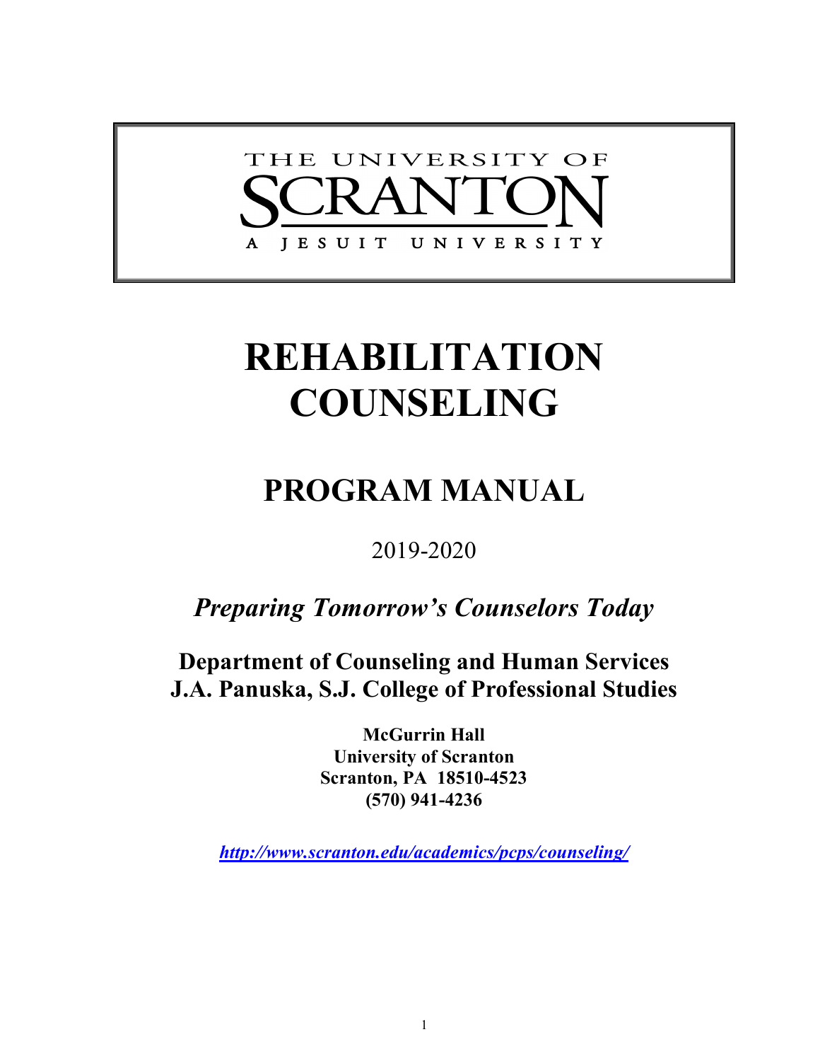THE UNIVERSITY OF

SCRANTON

A JESUIT UNIVERSITY

# REHABILITATION COUNSELING

## PROGRAM MANUAL

2019-2020

***Preparing Tomorrow's Counselors Today***

**Department of Counseling and Human Services**
**J.A. Panuska, S.J. College of Professional Studies**

**McGurrin Hall**
**University of Scranton**
**Scranton, PA 18510-4523**
**(570) 941-4236**

***http://www.scranton.edu/academics/pcps/counseling/***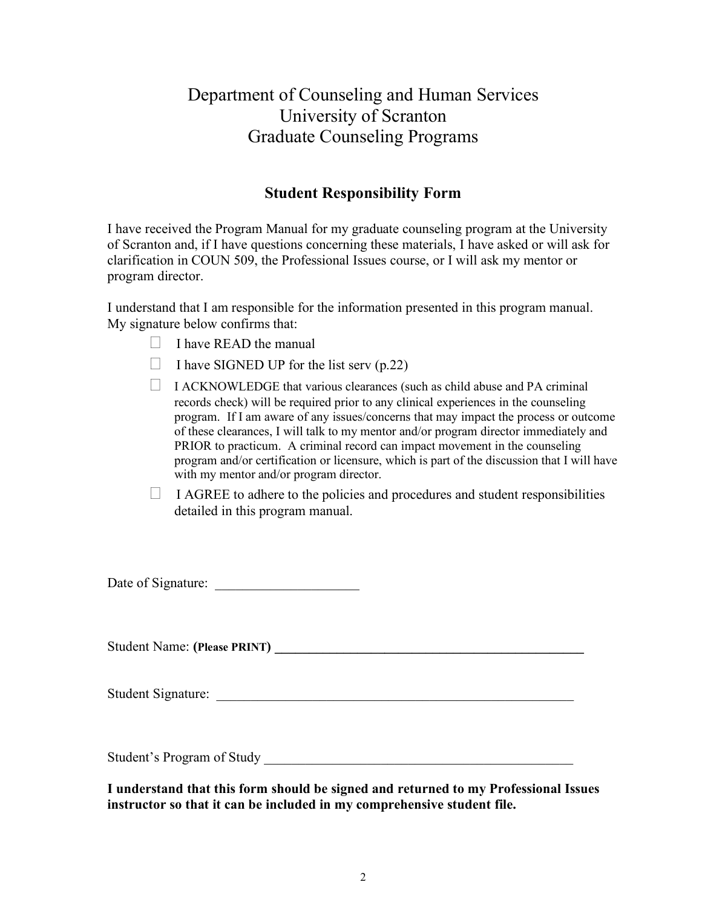# Department of Counseling and Human Services
# University of Scranton
# Graduate Counseling Programs

## Student Responsibility Form

I have received the Program Manual for my graduate counseling program at the University of Scranton and, if I have questions concerning these materials, I have asked or will ask for clarification in COUN 509, the Professional Issues course, or I will ask my mentor or program director.

I understand that I am responsible for the information presented in this program manual. My signature below confirms that:

- ☐ I have READ the manual
- ☐ I have SIGNED UP for the list serv (p.22)
- ☐ I ACKNOWLEDGE that various clearances (such as child abuse and PA criminal records check) will be required prior to any clinical experiences in the counseling program. If I am aware of any issues/concerns that may impact the process or outcome of these clearances, I will talk to my mentor and/or program director immediately and PRIOR to practicum. A criminal record can impact movement in the counseling program and/or certification or licensure, which is part of the discussion that I will have with my mentor and/or program director.
- ☐ I AGREE to adhere to the policies and procedures and student responsibilities detailed in this program manual.

Date of Signature: _____________________

Student Name: **(Please PRINT)** ________________________________________________

Student Signature: ______________________________________________________

Student's Program of Study ______________________________________________

**I understand that this form should be signed and returned to my Professional Issues instructor so that it can be included in my comprehensive student file.**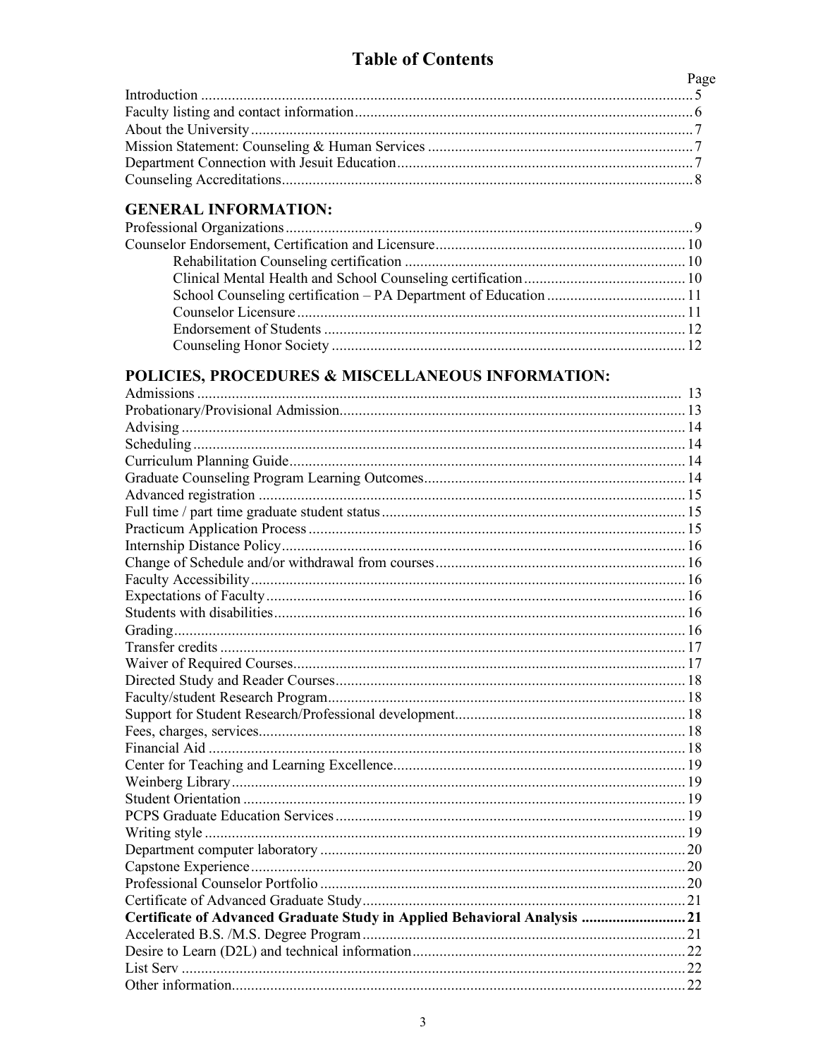# Table of Contents

| | Page |
|---|---|
| Introduction | 5 |
| Faculty listing and contact information | 6 |
| About the University | 7 |
| Mission Statement: Counseling & Human Services | 7 |
| Department Connection with Jesuit Education | 7 |
| Counseling Accreditations | 8 |

## GENERAL INFORMATION:

| | |
|---|---|
| Professional Organizations | 9 |
| Counselor Endorsement, Certification and Licensure | 10 |
| Rehabilitation Counseling certification | 10 |
| Clinical Mental Health and School Counseling certification | 10 |
| School Counseling certification – PA Department of Education | 11 |
| Counselor Licensure | 11 |
| Endorsement of Students | 12 |
| Counseling Honor Society | 12 |

## POLICIES, PROCEDURES & MISCELLANEOUS INFORMATION:

| | |
|---|---|
| Admissions | 13 |
| Probationary/Provisional Admission | 13 |
| Advising | 14 |
| Scheduling | 14 |
| Curriculum Planning Guide | 14 |
| Graduate Counseling Program Learning Outcomes | 14 |
| Advanced registration | 15 |
| Full time / part time graduate student status | 15 |
| Practicum Application Process | 15 |
| Internship Distance Policy | 16 |
| Change of Schedule and/or withdrawal from courses | 16 |
| Faculty Accessibility | 16 |
| Expectations of Faculty | 16 |
| Students with disabilities | 16 |
| Grading | 16 |
| Transfer credits | 17 |
| Waiver of Required Courses | 17 |
| Directed Study and Reader Courses | 18 |
| Faculty/student Research Program | 18 |
| Support for Student Research/Professional development | 18 |
| Fees, charges, services | 18 |
| Financial Aid | 18 |
| Center for Teaching and Learning Excellence | 19 |
| Weinberg Library | 19 |
| Student Orientation | 19 |
| PCPS Graduate Education Services | 19 |
| Writing style | 19 |
| Department computer laboratory | 20 |
| Capstone Experience | 20 |
| Professional Counselor Portfolio | 20 |
| Certificate of Advanced Graduate Study | 21 |
| **Certificate of Advanced Graduate Study in Applied Behavioral Analysis** | **21** |
| Accelerated B.S. /M.S. Degree Program | 21 |
| Desire to Learn (D2L) and technical information | 22 |
| List Serv | 22 |
| Other information | 22 |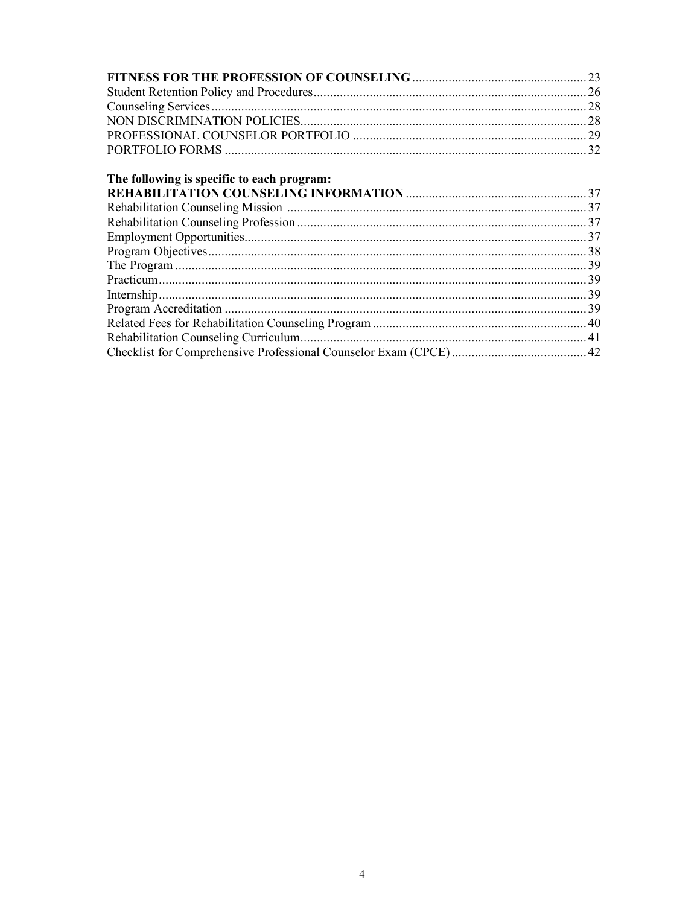**FITNESS FOR THE PROFESSION OF COUNSELING** .......... 23
Student Retention Policy and Procedures .......... 26
Counseling Services .......... 28
NON DISCRIMINATION POLICIES .......... 28
PROFESSIONAL COUNSELOR PORTFOLIO .......... 29
PORTFOLIO FORMS .......... 32

**The following is specific to each program:**
**REHABILITATION COUNSELING INFORMATION** .......... 37
Rehabilitation Counseling Mission .......... 37
Rehabilitation Counseling Profession .......... 37
Employment Opportunities .......... 37
Program Objectives .......... 38
The Program .......... 39
Practicum .......... 39
Internship .......... 39
Program Accreditation .......... 39
Related Fees for Rehabilitation Counseling Program .......... 40
Rehabilitation Counseling Curriculum .......... 41
Checklist for Comprehensive Professional Counselor Exam (CPCE) .......... 42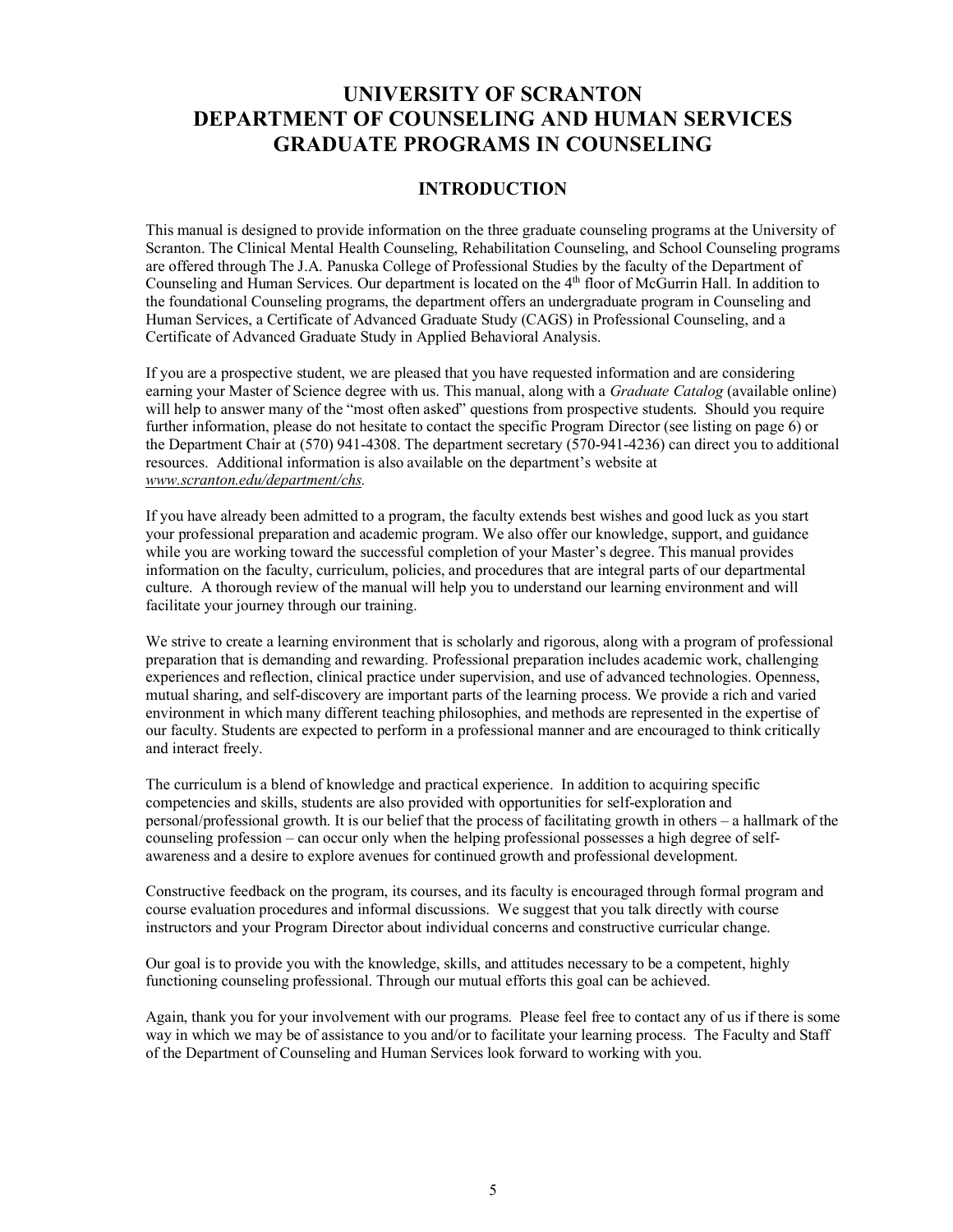# UNIVERSITY OF SCRANTON
# DEPARTMENT OF COUNSELING AND HUMAN SERVICES
# GRADUATE PROGRAMS IN COUNSELING

## INTRODUCTION

This manual is designed to provide information on the three graduate counseling programs at the University of Scranton. The Clinical Mental Health Counseling, Rehabilitation Counseling, and School Counseling programs are offered through The J.A. Panuska College of Professional Studies by the faculty of the Department of Counseling and Human Services. Our department is located on the 4th floor of McGurrin Hall. In addition to the foundational Counseling programs, the department offers an undergraduate program in Counseling and Human Services, a Certificate of Advanced Graduate Study (CAGS) in Professional Counseling, and a Certificate of Advanced Graduate Study in Applied Behavioral Analysis.

If you are a prospective student, we are pleased that you have requested information and are considering earning your Master of Science degree with us. This manual, along with a *Graduate Catalog* (available online) will help to answer many of the "most often asked" questions from prospective students. Should you require further information, please do not hesitate to contact the specific Program Director (see listing on page 6) or the Department Chair at (570) 941-4308. The department secretary (570-941-4236) can direct you to additional resources. Additional information is also available on the department's website at *www.scranton.edu/department/chs.*

If you have already been admitted to a program, the faculty extends best wishes and good luck as you start your professional preparation and academic program. We also offer our knowledge, support, and guidance while you are working toward the successful completion of your Master's degree. This manual provides information on the faculty, curriculum, policies, and procedures that are integral parts of our departmental culture. A thorough review of the manual will help you to understand our learning environment and will facilitate your journey through our training.

We strive to create a learning environment that is scholarly and rigorous, along with a program of professional preparation that is demanding and rewarding. Professional preparation includes academic work, challenging experiences and reflection, clinical practice under supervision, and use of advanced technologies. Openness, mutual sharing, and self-discovery are important parts of the learning process. We provide a rich and varied environment in which many different teaching philosophies, and methods are represented in the expertise of our faculty. Students are expected to perform in a professional manner and are encouraged to think critically and interact freely.

The curriculum is a blend of knowledge and practical experience. In addition to acquiring specific competencies and skills, students are also provided with opportunities for self-exploration and personal/professional growth. It is our belief that the process of facilitating growth in others – a hallmark of the counseling profession – can occur only when the helping professional possesses a high degree of self-awareness and a desire to explore avenues for continued growth and professional development.

Constructive feedback on the program, its courses, and its faculty is encouraged through formal program and course evaluation procedures and informal discussions. We suggest that you talk directly with course instructors and your Program Director about individual concerns and constructive curricular change.

Our goal is to provide you with the knowledge, skills, and attitudes necessary to be a competent, highly functioning counseling professional. Through our mutual efforts this goal can be achieved.

Again, thank you for your involvement with our programs. Please feel free to contact any of us if there is some way in which we may be of assistance to you and/or to facilitate your learning process. The Faculty and Staff of the Department of Counseling and Human Services look forward to working with you.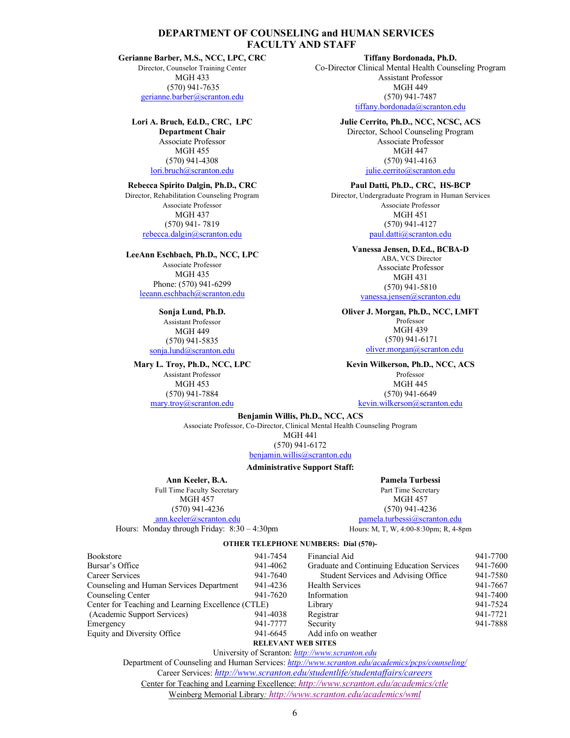# DEPARTMENT OF COUNSELING and HUMAN SERVICES FACULTY AND STAFF

**Gerianne Barber, M.S., NCC, LPC, CRC**
Director, Counselor Training Center
MGH 433
(570) 941-7635
gerianne.barber@scranton.edu

**Tiffany Bordonada, Ph.D.**
Co-Director Clinical Mental Health Counseling Program
Assistant Professor
MGH 449
(570) 941-7487
tiffany.bordonada@scranton.edu

**Lori A. Bruch, Ed.D., CRC, LPC**
**Department Chair**
Associate Professor
MGH 455
(570) 941-4308
lori.bruch@scranton.edu

**Julie Cerrito, Ph.D., NCC, NCSC, ACS**
Director, School Counseling Program
Associate Professor
MGH 447
(570) 941-4163
julie.cerrito@scranton.edu

**Rebecca Spirito Dalgin, Ph.D., CRC**
Director, Rehabilitation Counseling Program
Associate Professor
MGH 437
(570) 941- 7819
rebecca.dalgin@scranton.edu

**Paul Datti, Ph.D., CRC, HS-BCP**
Director, Undergraduate Program in Human Services
Associate Professor
MGH 451
(570) 941-4127
paul.datti@scranton.edu

**LeeAnn Eschbach, Ph.D., NCC, LPC**
Associate Professor
MGH 435
Phone: (570) 941-6299
leeann.eschbach@scranton.edu

**Vanessa Jensen, D.Ed., BCBA-D**
ABA, VCS Director
Associate Professor
MGH 431
(570) 941-5810
vanessa.jensen@scranton.edu

**Sonja Lund, Ph.D.**
Assistant Professor
MGH 449
(570) 941-5835
sonja.lund@scranton.edu

**Oliver J. Morgan, Ph.D., NCC, LMFT**
Professor
MGH 439
(570) 941-6171
oliver.morgan@scranton.edu

**Mary L. Troy, Ph.D., NCC, LPC**
Assistant Professor
MGH 453
(570) 941-7884
mary.troy@scranton.edu

**Kevin Wilkerson, Ph.D., NCC, ACS**
Professor
MGH 445
(570) 941-6649
kevin.wilkerson@scranton.edu

**Benjamin Willis, Ph.D., NCC, ACS**
Associate Professor, Co-Director, Clinical Mental Health Counseling Program
MGH 441
(570) 941-6172
benjamin.willis@scranton.edu

**Administrative Support Staff:**

**Ann Keeler, B.A.**
Full Time Faculty Secretary
MGH 457
(570) 941-4236
ann.keeler@scranton.edu
Hours: Monday through Friday: 8:30 – 4:30pm

**Pamela Turbessi**
Part Time Secretary
MGH 457
(570) 941-4236
pamela.turbessi@scranton.edu
Hours: M, T, W, 4:00-8:30pm; R, 4-8pm

**OTHER TELEPHONE NUMBERS: Dial (570)-**

| | | | |
|---|---|---|---|
| Bookstore | 941-7454 | Financial Aid | 941-7700 |
| Bursar's Office | 941-4062 | Graduate and Continuing Education Services | 941-7600 |
| Career Services | 941-7640 | Student Services and Advising Office | 941-7580 |
| Counseling and Human Services Department | 941-4236 | Health Services | 941-7667 |
| Counseling Center | 941-7620 | Information | 941-7400 |
| Center for Teaching and Learning Excellence (CTLE) | | Library | 941-7524 |
| (Academic Support Services) | 941-4038 | Registrar | 941-7721 |
| Emergency | 941-7777 | Security | 941-7888 |
| Equity and Diversity Office | 941-6645 | Add info on weather | |

**RELEVANT WEB SITES**

University of Scranton: *http://www.scranton.edu*
Department of Counseling and Human Services: *http://www.scranton.edu/academics/pcps/counseling/*
Career Services: *http://www.scranton.edu/studentlife/studentaffairs/careers*
Center for Teaching and Learning Excellence: *http://www.scranton.edu/academics/ctle*
Weinberg Memorial Library*: http://www.scranton.edu/academics/wml*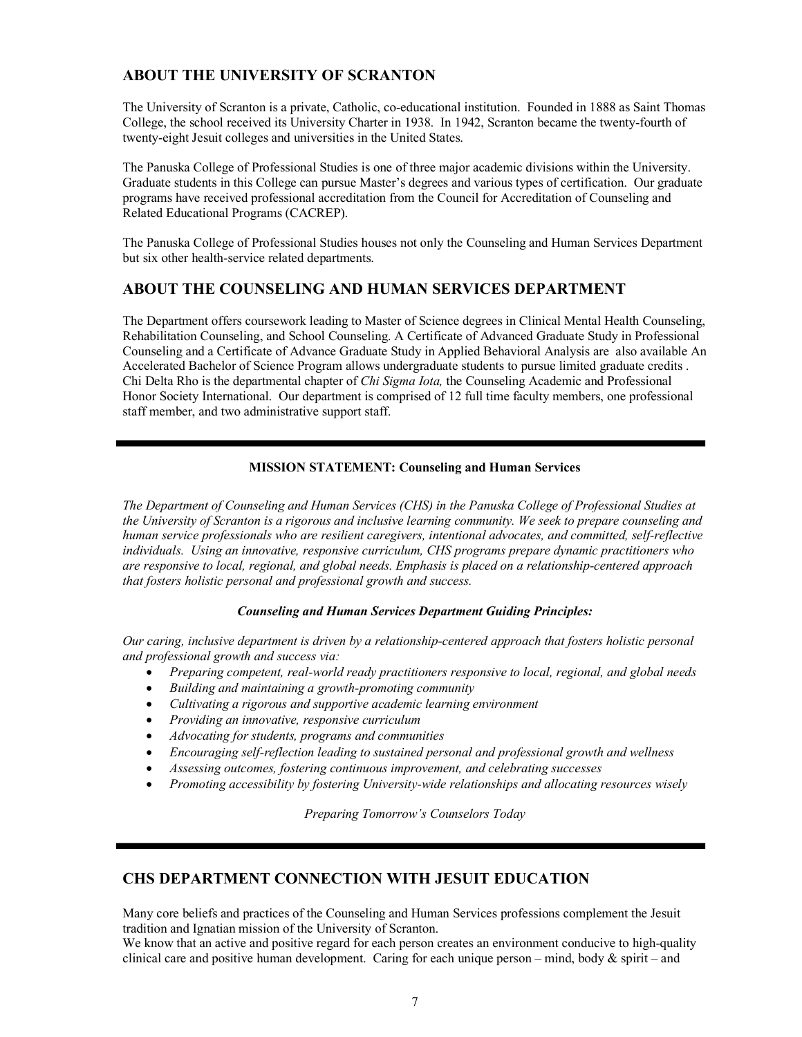## ABOUT THE UNIVERSITY OF SCRANTON

The University of Scranton is a private, Catholic, co-educational institution. Founded in 1888 as Saint Thomas College, the school received its University Charter in 1938. In 1942, Scranton became the twenty-fourth of twenty-eight Jesuit colleges and universities in the United States.

The Panuska College of Professional Studies is one of three major academic divisions within the University. Graduate students in this College can pursue Master's degrees and various types of certification. Our graduate programs have received professional accreditation from the Council for Accreditation of Counseling and Related Educational Programs (CACREP).

The Panuska College of Professional Studies houses not only the Counseling and Human Services Department but six other health-service related departments.

## ABOUT THE COUNSELING AND HUMAN SERVICES DEPARTMENT

The Department offers coursework leading to Master of Science degrees in Clinical Mental Health Counseling, Rehabilitation Counseling, and School Counseling. A Certificate of Advanced Graduate Study in Professional Counseling and a Certificate of Advance Graduate Study in Applied Behavioral Analysis are also available An Accelerated Bachelor of Science Program allows undergraduate students to pursue limited graduate credits . Chi Delta Rho is the departmental chapter of *Chi Sigma Iota,* the Counseling Academic and Professional Honor Society International. Our department is comprised of 12 full time faculty members, one professional staff member, and two administrative support staff.

---

**MISSION STATEMENT: Counseling and Human Services**

*The Department of Counseling and Human Services (CHS) in the Panuska College of Professional Studies at the University of Scranton is a rigorous and inclusive learning community. We seek to prepare counseling and human service professionals who are resilient caregivers, intentional advocates, and committed, self-reflective individuals. Using an innovative, responsive curriculum, CHS programs prepare dynamic practitioners who are responsive to local, regional, and global needs. Emphasis is placed on a relationship-centered approach that fosters holistic personal and professional growth and success.*

***Counseling and Human Services Department Guiding Principles:***

*Our caring, inclusive department is driven by a relationship-centered approach that fosters holistic personal and professional growth and success via:*

- *Preparing competent, real-world ready practitioners responsive to local, regional, and global needs*
- *Building and maintaining a growth-promoting community*
- *Cultivating a rigorous and supportive academic learning environment*
- *Providing an innovative, responsive curriculum*
- *Advocating for students, programs and communities*
- *Encouraging self-reflection leading to sustained personal and professional growth and wellness*
- *Assessing outcomes, fostering continuous improvement, and celebrating successes*
- *Promoting accessibility by fostering University-wide relationships and allocating resources wisely*

*Preparing Tomorrow's Counselors Today*

---

## CHS DEPARTMENT CONNECTION WITH JESUIT EDUCATION

Many core beliefs and practices of the Counseling and Human Services professions complement the Jesuit tradition and Ignatian mission of the University of Scranton.
We know that an active and positive regard for each person creates an environment conducive to high-quality clinical care and positive human development. Caring for each unique person – mind, body & spirit – and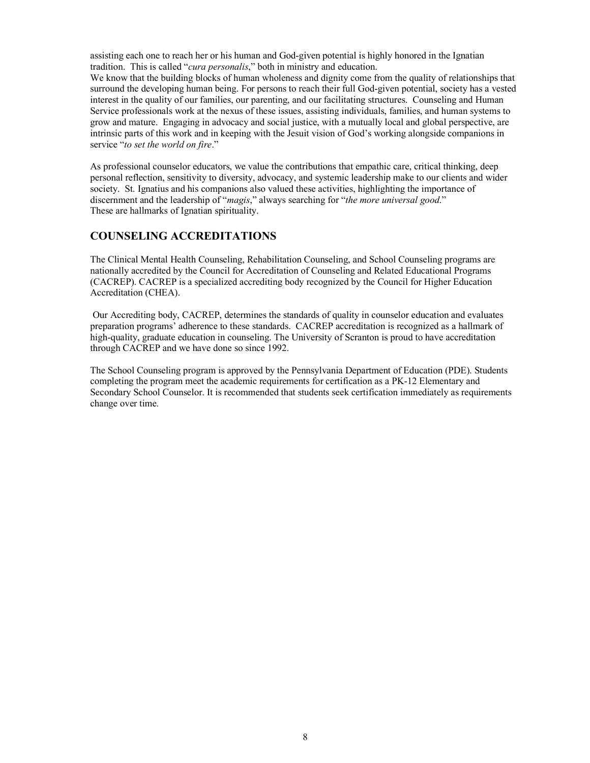assisting each one to reach her or his human and God-given potential is highly honored in the Ignatian tradition. This is called "*cura personalis*," both in ministry and education.
We know that the building blocks of human wholeness and dignity come from the quality of relationships that surround the developing human being. For persons to reach their full God-given potential, society has a vested interest in the quality of our families, our parenting, and our facilitating structures. Counseling and Human Service professionals work at the nexus of these issues, assisting individuals, families, and human systems to grow and mature. Engaging in advocacy and social justice, with a mutually local and global perspective, are intrinsic parts of this work and in keeping with the Jesuit vision of God's working alongside companions in service "*to set the world on fire*."

As professional counselor educators, we value the contributions that empathic care, critical thinking, deep personal reflection, sensitivity to diversity, advocacy, and systemic leadership make to our clients and wider society. St. Ignatius and his companions also valued these activities, highlighting the importance of discernment and the leadership of "*magis*," always searching for "*the more universal good*."
These are hallmarks of Ignatian spirituality.

## COUNSELING ACCREDITATIONS

The Clinical Mental Health Counseling, Rehabilitation Counseling, and School Counseling programs are nationally accredited by the Council for Accreditation of Counseling and Related Educational Programs (CACREP). CACREP is a specialized accrediting body recognized by the Council for Higher Education Accreditation (CHEA).

Our Accrediting body, CACREP, determines the standards of quality in counselor education and evaluates preparation programs' adherence to these standards. CACREP accreditation is recognized as a hallmark of high-quality, graduate education in counseling. The University of Scranton is proud to have accreditation through CACREP and we have done so since 1992.

The School Counseling program is approved by the Pennsylvania Department of Education (PDE). Students completing the program meet the academic requirements for certification as a PK-12 Elementary and Secondary School Counselor. It is recommended that students seek certification immediately as requirements change over time.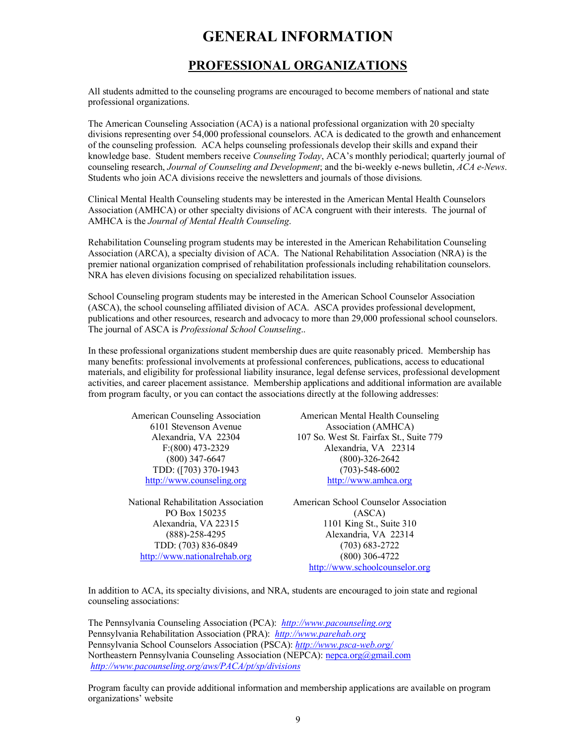# GENERAL INFORMATION

## PROFESSIONAL ORGANIZATIONS

All students admitted to the counseling programs are encouraged to become members of national and state professional organizations.

The American Counseling Association (ACA) is a national professional organization with 20 specialty divisions representing over 54,000 professional counselors. ACA is dedicated to the growth and enhancement of the counseling profession. ACA helps counseling professionals develop their skills and expand their knowledge base. Student members receive *Counseling Today*, ACA's monthly periodical; quarterly journal of counseling research, *Journal of Counseling and Development*; and the bi-weekly e-news bulletin, *ACA e-News*. Students who join ACA divisions receive the newsletters and journals of those divisions.

Clinical Mental Health Counseling students may be interested in the American Mental Health Counselors Association (AMHCA) or other specialty divisions of ACA congruent with their interests. The journal of AMHCA is the *Journal of Mental Health Counseling*.

Rehabilitation Counseling program students may be interested in the American Rehabilitation Counseling Association (ARCA), a specialty division of ACA. The National Rehabilitation Association (NRA) is the premier national organization comprised of rehabilitation professionals including rehabilitation counselors. NRA has eleven divisions focusing on specialized rehabilitation issues.

School Counseling program students may be interested in the American School Counselor Association (ASCA), the school counseling affiliated division of ACA. ASCA provides professional development, publications and other resources, research and advocacy to more than 29,000 professional school counselors. The journal of ASCA is *Professional School Counseling*..

In these professional organizations student membership dues are quite reasonably priced. Membership has many benefits: professional involvements at professional conferences, publications, access to educational materials, and eligibility for professional liability insurance, legal defense services, professional development activities, and career placement assistance. Membership applications and additional information are available from program faculty, or you can contact the associations directly at the following addresses:

American Counseling Association
6101 Stevenson Avenue
Alexandria, VA 22304
F:(800) 473-2329
(800) 347-6647
TDD: ([703) 370-1943
http://www.counseling.org

American Mental Health Counseling Association (AMHCA)
107 So. West St. Fairfax St., Suite 779
Alexandria, VA 22314
(800)-326-2642
(703)-548-6002
http://www.amhca.org

National Rehabilitation Association
PO Box 150235
Alexandria, VA 22315
(888)-258-4295
TDD: (703) 836-0849
http://www.nationalrehab.org

American School Counselor Association (ASCA)
1101 King St., Suite 310
Alexandria, VA 22314
(703) 683-2722
(800) 306-4722
http://www.schoolcounselor.org

In addition to ACA, its specialty divisions, and NRA, students are encouraged to join state and regional counseling associations:

The Pennsylvania Counseling Association (PCA): *http://www.pacounseling.org*
Pennsylvania Rehabilitation Association (PRA): *http://www.parehab.org*
Pennsylvania School Counselors Association (PSCA): *http://www.psca-web.org/*
Northeastern Pennsylvania Counseling Association (NEPCA): nepca.org@gmail.com
*http://www.pacounseling.org/aws/PACA/pt/sp/divisions*

Program faculty can provide additional information and membership applications are available on program organizations' website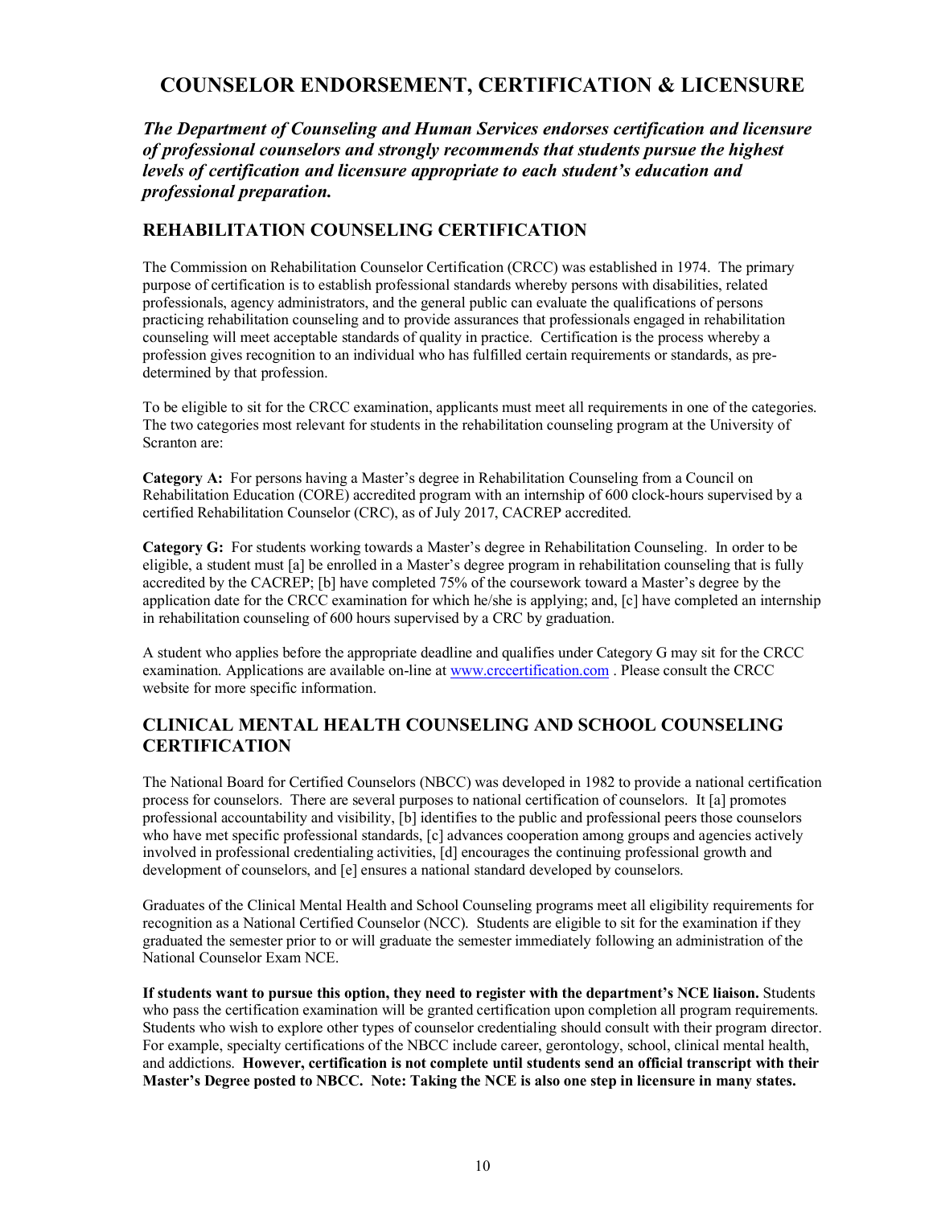# COUNSELOR ENDORSEMENT, CERTIFICATION & LICENSURE

***The Department of Counseling and Human Services endorses certification and licensure of professional counselors and strongly recommends that students pursue the highest levels of certification and licensure appropriate to each student's education and professional preparation.***

## REHABILITATION COUNSELING CERTIFICATION

The Commission on Rehabilitation Counselor Certification (CRCC) was established in 1974. The primary purpose of certification is to establish professional standards whereby persons with disabilities, related professionals, agency administrators, and the general public can evaluate the qualifications of persons practicing rehabilitation counseling and to provide assurances that professionals engaged in rehabilitation counseling will meet acceptable standards of quality in practice. Certification is the process whereby a profession gives recognition to an individual who has fulfilled certain requirements or standards, as pre-determined by that profession.

To be eligible to sit for the CRCC examination, applicants must meet all requirements in one of the categories. The two categories most relevant for students in the rehabilitation counseling program at the University of Scranton are:

**Category A:** For persons having a Master's degree in Rehabilitation Counseling from a Council on Rehabilitation Education (CORE) accredited program with an internship of 600 clock-hours supervised by a certified Rehabilitation Counselor (CRC), as of July 2017, CACREP accredited.

**Category G:** For students working towards a Master's degree in Rehabilitation Counseling. In order to be eligible, a student must [a] be enrolled in a Master's degree program in rehabilitation counseling that is fully accredited by the CACREP; [b] have completed 75% of the coursework toward a Master's degree by the application date for the CRCC examination for which he/she is applying; and, [c] have completed an internship in rehabilitation counseling of 600 hours supervised by a CRC by graduation.

A student who applies before the appropriate deadline and qualifies under Category G may sit for the CRCC examination. Applications are available on-line at www.crccertification.com . Please consult the CRCC website for more specific information.

## CLINICAL MENTAL HEALTH COUNSELING AND SCHOOL COUNSELING CERTIFICATION

The National Board for Certified Counselors (NBCC) was developed in 1982 to provide a national certification process for counselors. There are several purposes to national certification of counselors. It [a] promotes professional accountability and visibility, [b] identifies to the public and professional peers those counselors who have met specific professional standards, [c] advances cooperation among groups and agencies actively involved in professional credentialing activities, [d] encourages the continuing professional growth and development of counselors, and [e] ensures a national standard developed by counselors.

Graduates of the Clinical Mental Health and School Counseling programs meet all eligibility requirements for recognition as a National Certified Counselor (NCC). Students are eligible to sit for the examination if they graduated the semester prior to or will graduate the semester immediately following an administration of the National Counselor Exam NCE.

**If students want to pursue this option, they need to register with the department's NCE liaison.** Students who pass the certification examination will be granted certification upon completion all program requirements. Students who wish to explore other types of counselor credentialing should consult with their program director. For example, specialty certifications of the NBCC include career, gerontology, school, clinical mental health, and addictions. **However, certification is not complete until students send an official transcript with their Master's Degree posted to NBCC. Note: Taking the NCE is also one step in licensure in many states.**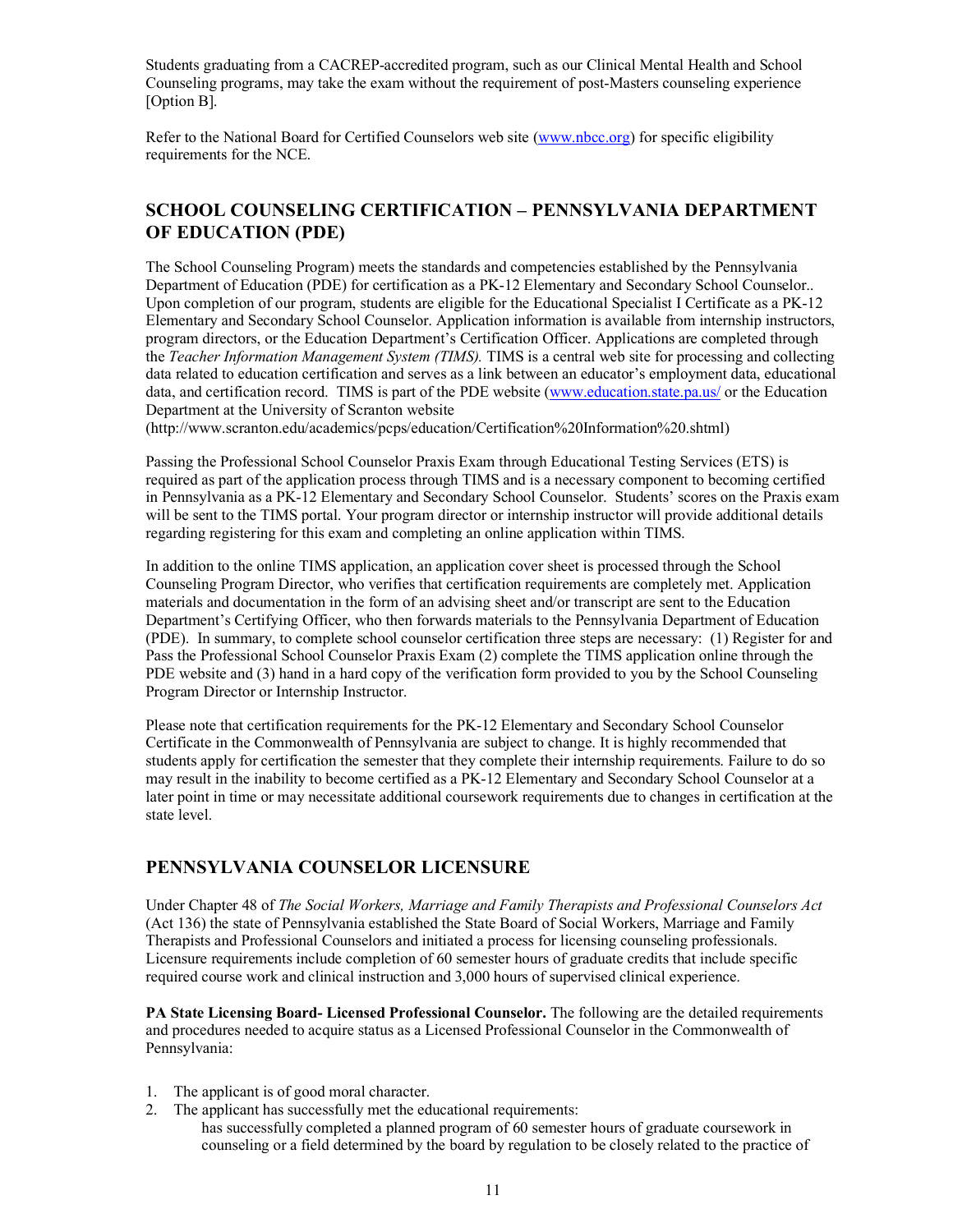Students graduating from a CACREP-accredited program, such as our Clinical Mental Health and School Counseling programs, may take the exam without the requirement of post-Masters counseling experience [Option B].

Refer to the National Board for Certified Counselors web site (www.nbcc.org) for specific eligibility requirements for the NCE.

## SCHOOL COUNSELING CERTIFICATION – PENNSYLVANIA DEPARTMENT OF EDUCATION (PDE)

The School Counseling Program) meets the standards and competencies established by the Pennsylvania Department of Education (PDE) for certification as a PK-12 Elementary and Secondary School Counselor.. Upon completion of our program, students are eligible for the Educational Specialist I Certificate as a PK-12 Elementary and Secondary School Counselor. Application information is available from internship instructors, program directors, or the Education Department's Certification Officer. Applications are completed through the *Teacher Information Management System (TIMS).* TIMS is a central web site for processing and collecting data related to education certification and serves as a link between an educator's employment data, educational data, and certification record. TIMS is part of the PDE website (www.education.state.pa.us/ or the Education Department at the University of Scranton website (http://www.scranton.edu/academics/pcps/education/Certification%20Information%20.shtml)

Passing the Professional School Counselor Praxis Exam through Educational Testing Services (ETS) is required as part of the application process through TIMS and is a necessary component to becoming certified in Pennsylvania as a PK-12 Elementary and Secondary School Counselor. Students' scores on the Praxis exam will be sent to the TIMS portal. Your program director or internship instructor will provide additional details regarding registering for this exam and completing an online application within TIMS.

In addition to the online TIMS application, an application cover sheet is processed through the School Counseling Program Director, who verifies that certification requirements are completely met. Application materials and documentation in the form of an advising sheet and/or transcript are sent to the Education Department's Certifying Officer, who then forwards materials to the Pennsylvania Department of Education (PDE). In summary, to complete school counselor certification three steps are necessary: (1) Register for and Pass the Professional School Counselor Praxis Exam (2) complete the TIMS application online through the PDE website and (3) hand in a hard copy of the verification form provided to you by the School Counseling Program Director or Internship Instructor.

Please note that certification requirements for the PK-12 Elementary and Secondary School Counselor Certificate in the Commonwealth of Pennsylvania are subject to change. It is highly recommended that students apply for certification the semester that they complete their internship requirements. Failure to do so may result in the inability to become certified as a PK-12 Elementary and Secondary School Counselor at a later point in time or may necessitate additional coursework requirements due to changes in certification at the state level.

## PENNSYLVANIA COUNSELOR LICENSURE

Under Chapter 48 of *The Social Workers, Marriage and Family Therapists and Professional Counselors Act* (Act 136) the state of Pennsylvania established the State Board of Social Workers, Marriage and Family Therapists and Professional Counselors and initiated a process for licensing counseling professionals. Licensure requirements include completion of 60 semester hours of graduate credits that include specific required course work and clinical instruction and 3,000 hours of supervised clinical experience.

**PA State Licensing Board- Licensed Professional Counselor.** The following are the detailed requirements and procedures needed to acquire status as a Licensed Professional Counselor in the Commonwealth of Pennsylvania:

1. The applicant is of good moral character.
2. The applicant has successfully met the educational requirements:
   has successfully completed a planned program of 60 semester hours of graduate coursework in counseling or a field determined by the board by regulation to be closely related to the practice of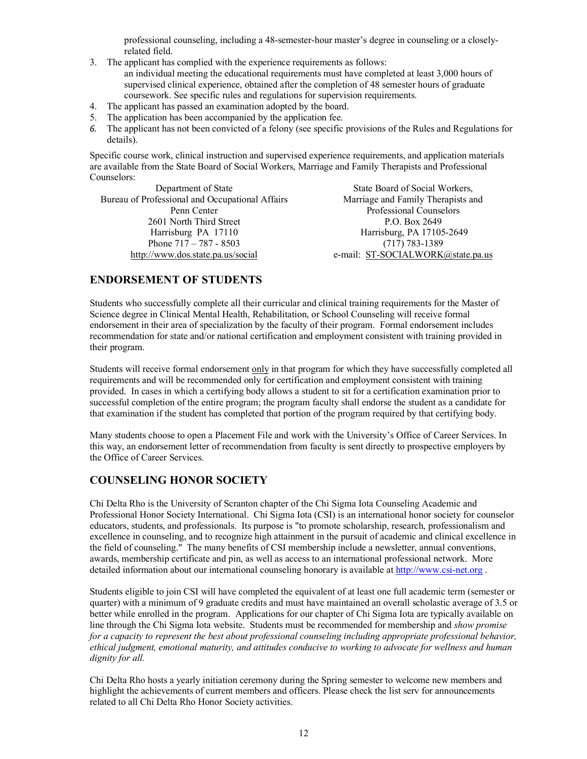professional counseling, including a 48-semester-hour master's degree in counseling or a closely-related field.

3. The applicant has complied with the experience requirements as follows:
   an individual meeting the educational requirements must have completed at least 3,000 hours of supervised clinical experience, obtained after the completion of 48 semester hours of graduate coursework. See specific rules and regulations for supervision requirements.
4. The applicant has passed an examination adopted by the board.
5. The application has been accompanied by the application fee.
6. The applicant has not been convicted of a felony (see specific provisions of the Rules and Regulations for details).

Specific course work, clinical instruction and supervised experience requirements, and application materials are available from the State Board of Social Workers, Marriage and Family Therapists and Professional Counselors:

Department of State
Bureau of Professional and Occupational Affairs
Penn Center
2601 North Third Street
Harrisburg PA 17110
Phone 717 – 787 - 8503
http://www.dos.state.pa.us/social

State Board of Social Workers,
Marriage and Family Therapists and
Professional Counselors
P.O. Box 2649
Harrisburg, PA 17105-2649
(717) 783-1389
e-mail: ST-SOCIALWORK@state.pa.us

## ENDORSEMENT OF STUDENTS

Students who successfully complete all their curricular and clinical training requirements for the Master of Science degree in Clinical Mental Health, Rehabilitation, or School Counseling will receive formal endorsement in their area of specialization by the faculty of their program. Formal endorsement includes recommendation for state and/or national certification and employment consistent with training provided in their program.

Students will receive formal endorsement only in that program for which they have successfully completed all requirements and will be recommended only for certification and employment consistent with training provided. In cases in which a certifying body allows a student to sit for a certification examination prior to successful completion of the entire program; the program faculty shall endorse the student as a candidate for that examination if the student has completed that portion of the program required by that certifying body.

Many students choose to open a Placement File and work with the University's Office of Career Services. In this way, an endorsement letter of recommendation from faculty is sent directly to prospective employers by the Office of Career Services.

## COUNSELING HONOR SOCIETY

Chi Delta Rho is the University of Scranton chapter of the Chi Sigma Iota Counseling Academic and Professional Honor Society International. Chi Sigma Iota (CSI) is an international honor society for counselor educators, students, and professionals. Its purpose is "to promote scholarship, research, professionalism and excellence in counseling, and to recognize high attainment in the pursuit of academic and clinical excellence in the field of counseling." The many benefits of CSI membership include a newsletter, annual conventions, awards, membership certificate and pin, as well as access to an international professional network. More detailed information about our international counseling honorary is available at http://www.csi-net.org .

Students eligible to join CSI will have completed the equivalent of at least one full academic term (semester or quarter) with a minimum of 9 graduate credits and must have maintained an overall scholastic average of 3.5 or better while enrolled in the program. Applications for our chapter of Chi Sigma Iota are typically available on line through the Chi Sigma Iota website. Students must be recommended for membership and *show promise for a capacity to represent the best about professional counseling including appropriate professional behavior, ethical judgment, emotional maturity, and attitudes conducive to working to advocate for wellness and human dignity for all.*

Chi Delta Rho hosts a yearly initiation ceremony during the Spring semester to welcome new members and highlight the achievements of current members and officers. Please check the list serv for announcements related to all Chi Delta Rho Honor Society activities.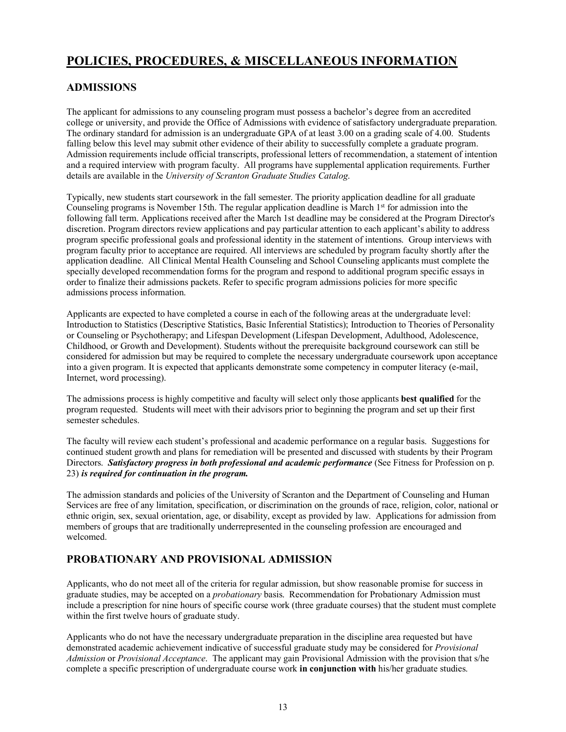# POLICIES, PROCEDURES, & MISCELLANEOUS INFORMATION

## ADMISSIONS

The applicant for admissions to any counseling program must possess a bachelor's degree from an accredited college or university, and provide the Office of Admissions with evidence of satisfactory undergraduate preparation. The ordinary standard for admission is an undergraduate GPA of at least 3.00 on a grading scale of 4.00. Students falling below this level may submit other evidence of their ability to successfully complete a graduate program. Admission requirements include official transcripts, professional letters of recommendation, a statement of intention and a required interview with program faculty. All programs have supplemental application requirements. Further details are available in the *University of Scranton Graduate Studies Catalog*.

Typically, new students start coursework in the fall semester. The priority application deadline for all graduate Counseling programs is November 15th. The regular application deadline is March 1st for admission into the following fall term. Applications received after the March 1st deadline may be considered at the Program Director's discretion. Program directors review applications and pay particular attention to each applicant's ability to address program specific professional goals and professional identity in the statement of intentions. Group interviews with program faculty prior to acceptance are required. All interviews are scheduled by program faculty shortly after the application deadline. All Clinical Mental Health Counseling and School Counseling applicants must complete the specially developed recommendation forms for the program and respond to additional program specific essays in order to finalize their admissions packets. Refer to specific program admissions policies for more specific admissions process information.

Applicants are expected to have completed a course in each of the following areas at the undergraduate level: Introduction to Statistics (Descriptive Statistics, Basic Inferential Statistics); Introduction to Theories of Personality or Counseling or Psychotherapy; and Lifespan Development (Lifespan Development, Adulthood, Adolescence, Childhood, or Growth and Development). Students without the prerequisite background coursework can still be considered for admission but may be required to complete the necessary undergraduate coursework upon acceptance into a given program. It is expected that applicants demonstrate some competency in computer literacy (e-mail, Internet, word processing).

The admissions process is highly competitive and faculty will select only those applicants **best qualified** for the program requested. Students will meet with their advisors prior to beginning the program and set up their first semester schedules.

The faculty will review each student's professional and academic performance on a regular basis. Suggestions for continued student growth and plans for remediation will be presented and discussed with students by their Program Directors. ***Satisfactory progress in both professional and academic performance*** (See Fitness for Profession on p. 23) ***is required for continuation in the program.***

The admission standards and policies of the University of Scranton and the Department of Counseling and Human Services are free of any limitation, specification, or discrimination on the grounds of race, religion, color, national or ethnic origin, sex, sexual orientation, age, or disability, except as provided by law. Applications for admission from members of groups that are traditionally underrepresented in the counseling profession are encouraged and welcomed.

## PROBATIONARY AND PROVISIONAL ADMISSION

Applicants, who do not meet all of the criteria for regular admission, but show reasonable promise for success in graduate studies, may be accepted on a *probationary* basis. Recommendation for Probationary Admission must include a prescription for nine hours of specific course work (three graduate courses) that the student must complete within the first twelve hours of graduate study.

Applicants who do not have the necessary undergraduate preparation in the discipline area requested but have demonstrated academic achievement indicative of successful graduate study may be considered for *Provisional Admission* or *Provisional Acceptance*. The applicant may gain Provisional Admission with the provision that s/he complete a specific prescription of undergraduate course work **in conjunction with** his/her graduate studies.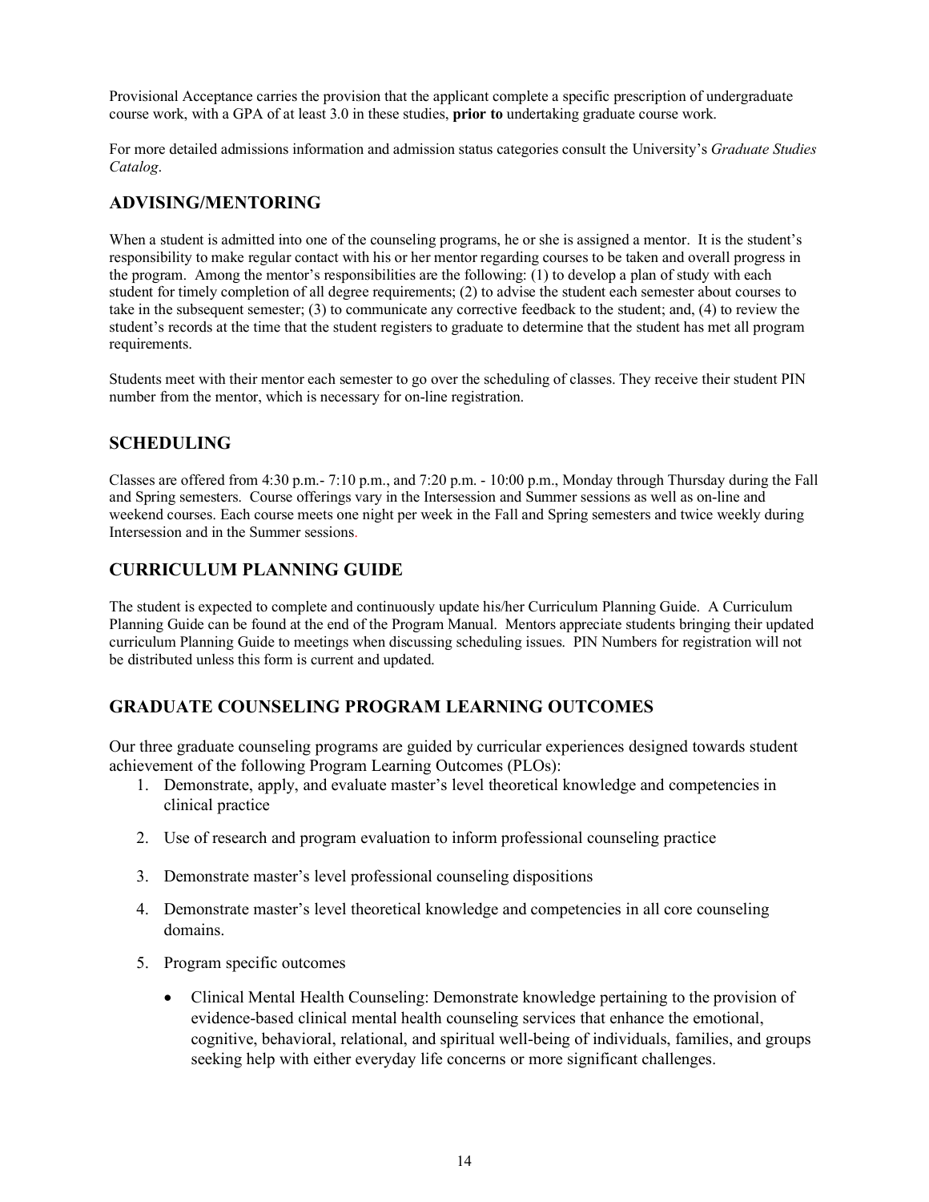Provisional Acceptance carries the provision that the applicant complete a specific prescription of undergraduate course work, with a GPA of at least 3.0 in these studies, **prior to** undertaking graduate course work.

For more detailed admissions information and admission status categories consult the University's *Graduate Studies Catalog*.

## ADVISING/MENTORING

When a student is admitted into one of the counseling programs, he or she is assigned a mentor. It is the student's responsibility to make regular contact with his or her mentor regarding courses to be taken and overall progress in the program. Among the mentor's responsibilities are the following: (1) to develop a plan of study with each student for timely completion of all degree requirements; (2) to advise the student each semester about courses to take in the subsequent semester; (3) to communicate any corrective feedback to the student; and, (4) to review the student's records at the time that the student registers to graduate to determine that the student has met all program requirements.

Students meet with their mentor each semester to go over the scheduling of classes. They receive their student PIN number from the mentor, which is necessary for on-line registration.

## SCHEDULING

Classes are offered from 4:30 p.m.- 7:10 p.m., and 7:20 p.m. - 10:00 p.m., Monday through Thursday during the Fall and Spring semesters. Course offerings vary in the Intersession and Summer sessions as well as on-line and weekend courses. Each course meets one night per week in the Fall and Spring semesters and twice weekly during Intersession and in the Summer sessions.

## CURRICULUM PLANNING GUIDE

The student is expected to complete and continuously update his/her Curriculum Planning Guide. A Curriculum Planning Guide can be found at the end of the Program Manual. Mentors appreciate students bringing their updated curriculum Planning Guide to meetings when discussing scheduling issues. PIN Numbers for registration will not be distributed unless this form is current and updated.

## GRADUATE COUNSELING PROGRAM LEARNING OUTCOMES

Our three graduate counseling programs are guided by curricular experiences designed towards student achievement of the following Program Learning Outcomes (PLOs):

1. Demonstrate, apply, and evaluate master's level theoretical knowledge and competencies in clinical practice
2. Use of research and program evaluation to inform professional counseling practice
3. Demonstrate master's level professional counseling dispositions
4. Demonstrate master's level theoretical knowledge and competencies in all core counseling domains.
5. Program specific outcomes
    - Clinical Mental Health Counseling: Demonstrate knowledge pertaining to the provision of evidence-based clinical mental health counseling services that enhance the emotional, cognitive, behavioral, relational, and spiritual well-being of individuals, families, and groups seeking help with either everyday life concerns or more significant challenges.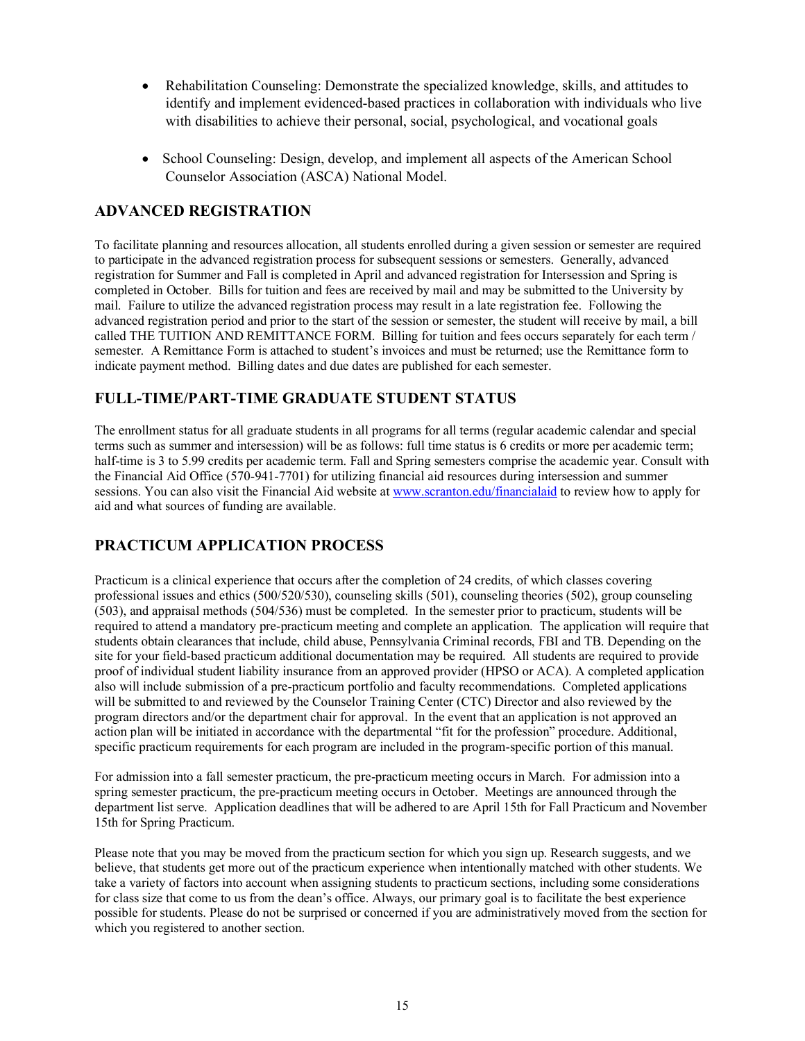- Rehabilitation Counseling: Demonstrate the specialized knowledge, skills, and attitudes to identify and implement evidenced-based practices in collaboration with individuals who live with disabilities to achieve their personal, social, psychological, and vocational goals

- School Counseling: Design, develop, and implement all aspects of the American School Counselor Association (ASCA) National Model.

## ADVANCED REGISTRATION

To facilitate planning and resources allocation, all students enrolled during a given session or semester are required to participate in the advanced registration process for subsequent sessions or semesters. Generally, advanced registration for Summer and Fall is completed in April and advanced registration for Intersession and Spring is completed in October. Bills for tuition and fees are received by mail and may be submitted to the University by mail. Failure to utilize the advanced registration process may result in a late registration fee. Following the advanced registration period and prior to the start of the session or semester, the student will receive by mail, a bill called THE TUITION AND REMITTANCE FORM. Billing for tuition and fees occurs separately for each term / semester. A Remittance Form is attached to student's invoices and must be returned; use the Remittance form to indicate payment method. Billing dates and due dates are published for each semester.

## FULL-TIME/PART-TIME GRADUATE STUDENT STATUS

The enrollment status for all graduate students in all programs for all terms (regular academic calendar and special terms such as summer and intersession) will be as follows: full time status is 6 credits or more per academic term; half-time is 3 to 5.99 credits per academic term. Fall and Spring semesters comprise the academic year. Consult with the Financial Aid Office (570-941-7701) for utilizing financial aid resources during intersession and summer sessions. You can also visit the Financial Aid website at [www.scranton.edu/financialaid](http://www.scranton.edu/financialaid) to review how to apply for aid and what sources of funding are available.

## PRACTICUM APPLICATION PROCESS

Practicum is a clinical experience that occurs after the completion of 24 credits, of which classes covering professional issues and ethics (500/520/530), counseling skills (501), counseling theories (502), group counseling (503), and appraisal methods (504/536) must be completed. In the semester prior to practicum, students will be required to attend a mandatory pre-practicum meeting and complete an application. The application will require that students obtain clearances that include, child abuse, Pennsylvania Criminal records, FBI and TB. Depending on the site for your field-based practicum additional documentation may be required. All students are required to provide proof of individual student liability insurance from an approved provider (HPSO or ACA). A completed application also will include submission of a pre-practicum portfolio and faculty recommendations. Completed applications will be submitted to and reviewed by the Counselor Training Center (CTC) Director and also reviewed by the program directors and/or the department chair for approval. In the event that an application is not approved an action plan will be initiated in accordance with the departmental "fit for the profession" procedure. Additional, specific practicum requirements for each program are included in the program-specific portion of this manual.

For admission into a fall semester practicum, the pre-practicum meeting occurs in March. For admission into a spring semester practicum, the pre-practicum meeting occurs in October. Meetings are announced through the department list serve. Application deadlines that will be adhered to are April 15th for Fall Practicum and November 15th for Spring Practicum.

Please note that you may be moved from the practicum section for which you sign up. Research suggests, and we believe, that students get more out of the practicum experience when intentionally matched with other students. We take a variety of factors into account when assigning students to practicum sections, including some considerations for class size that come to us from the dean's office. Always, our primary goal is to facilitate the best experience possible for students. Please do not be surprised or concerned if you are administratively moved from the section for which you registered to another section.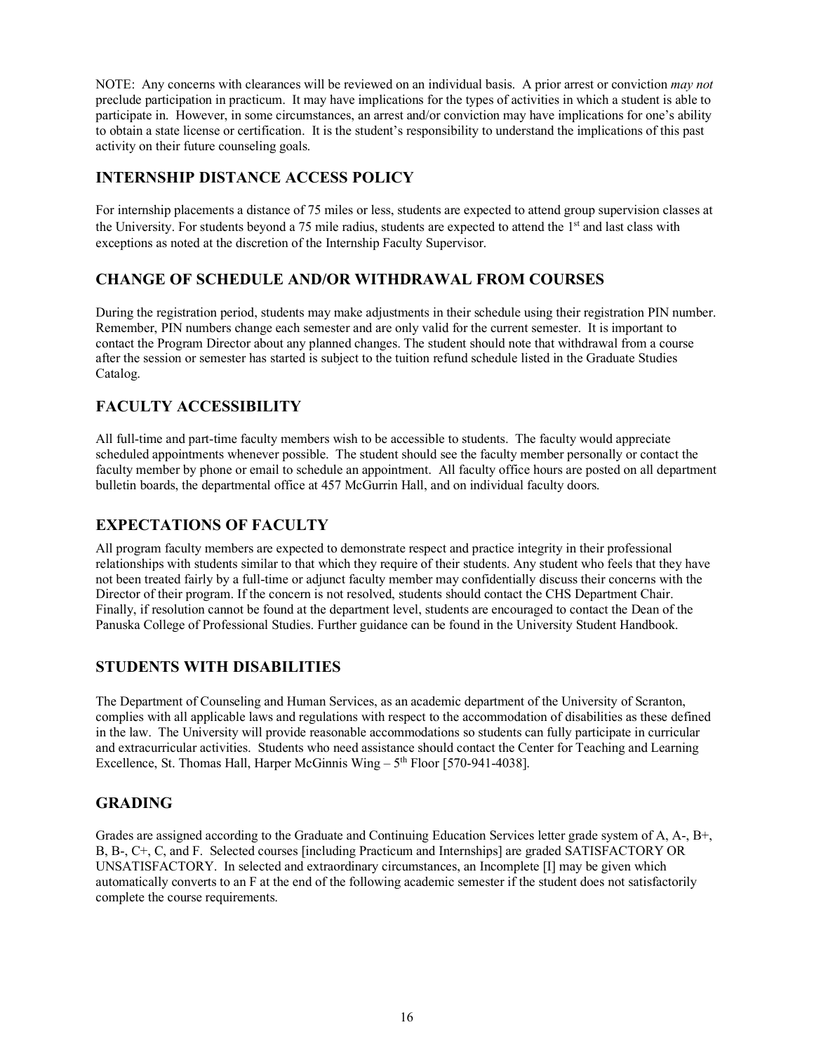NOTE: Any concerns with clearances will be reviewed on an individual basis. A prior arrest or conviction *may not* preclude participation in practicum. It may have implications for the types of activities in which a student is able to participate in. However, in some circumstances, an arrest and/or conviction may have implications for one's ability to obtain a state license or certification. It is the student's responsibility to understand the implications of this past activity on their future counseling goals.

## INTERNSHIP DISTANCE ACCESS POLICY

For internship placements a distance of 75 miles or less, students are expected to attend group supervision classes at the University. For students beyond a 75 mile radius, students are expected to attend the 1st and last class with exceptions as noted at the discretion of the Internship Faculty Supervisor.

## CHANGE OF SCHEDULE AND/OR WITHDRAWAL FROM COURSES

During the registration period, students may make adjustments in their schedule using their registration PIN number. Remember, PIN numbers change each semester and are only valid for the current semester. It is important to contact the Program Director about any planned changes. The student should note that withdrawal from a course after the session or semester has started is subject to the tuition refund schedule listed in the Graduate Studies Catalog.

## FACULTY ACCESSIBILITY

All full-time and part-time faculty members wish to be accessible to students. The faculty would appreciate scheduled appointments whenever possible. The student should see the faculty member personally or contact the faculty member by phone or email to schedule an appointment. All faculty office hours are posted on all department bulletin boards, the departmental office at 457 McGurrin Hall, and on individual faculty doors.

## EXPECTATIONS OF FACULTY

All program faculty members are expected to demonstrate respect and practice integrity in their professional relationships with students similar to that which they require of their students. Any student who feels that they have not been treated fairly by a full-time or adjunct faculty member may confidentially discuss their concerns with the Director of their program. If the concern is not resolved, students should contact the CHS Department Chair. Finally, if resolution cannot be found at the department level, students are encouraged to contact the Dean of the Panuska College of Professional Studies. Further guidance can be found in the University Student Handbook.

## STUDENTS WITH DISABILITIES

The Department of Counseling and Human Services, as an academic department of the University of Scranton, complies with all applicable laws and regulations with respect to the accommodation of disabilities as these defined in the law. The University will provide reasonable accommodations so students can fully participate in curricular and extracurricular activities. Students who need assistance should contact the Center for Teaching and Learning Excellence, St. Thomas Hall, Harper McGinnis Wing – 5th Floor [570-941-4038].

## GRADING

Grades are assigned according to the Graduate and Continuing Education Services letter grade system of A, A-, B+, B, B-, C+, C, and F. Selected courses [including Practicum and Internships] are graded SATISFACTORY OR UNSATISFACTORY. In selected and extraordinary circumstances, an Incomplete [I] may be given which automatically converts to an F at the end of the following academic semester if the student does not satisfactorily complete the course requirements.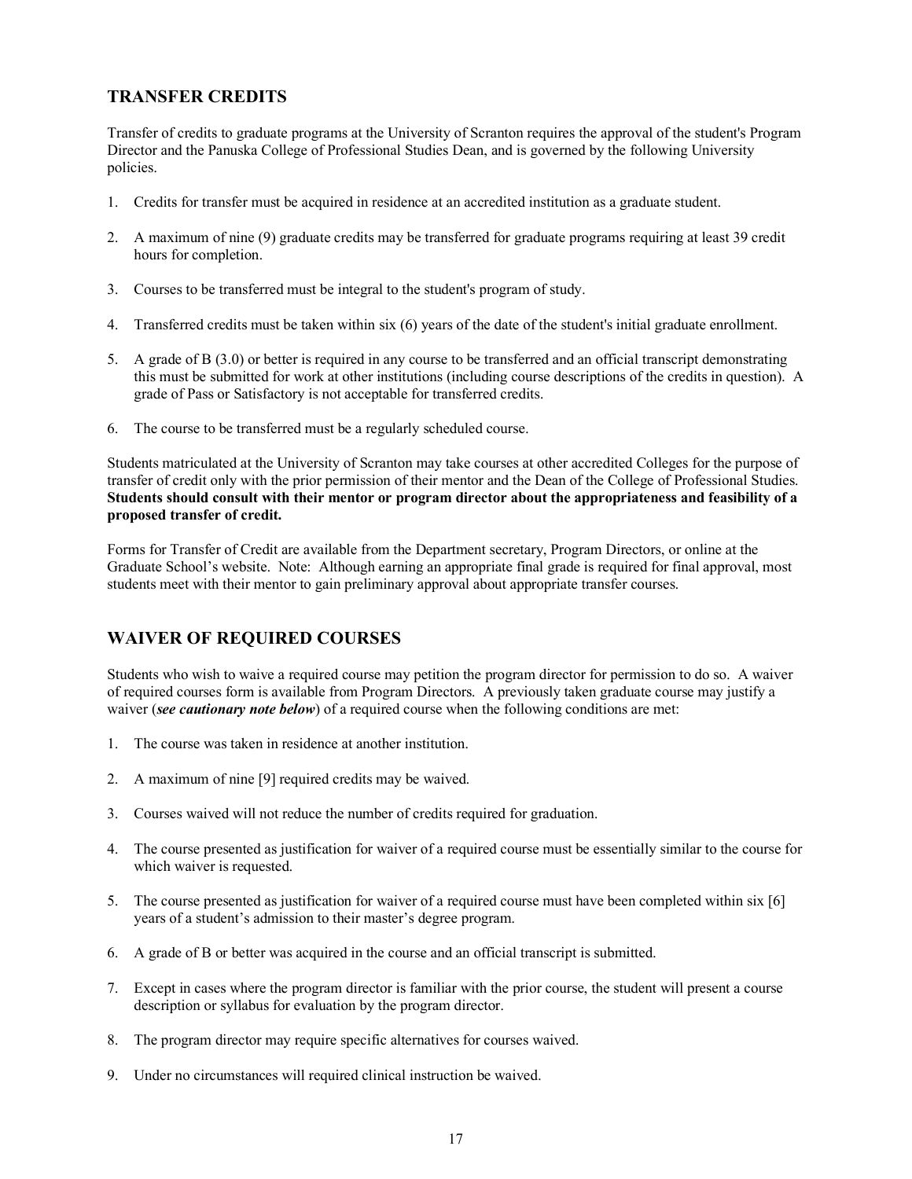## TRANSFER CREDITS

Transfer of credits to graduate programs at the University of Scranton requires the approval of the student's Program Director and the Panuska College of Professional Studies Dean, and is governed by the following University policies.

1. Credits for transfer must be acquired in residence at an accredited institution as a graduate student.

2. A maximum of nine (9) graduate credits may be transferred for graduate programs requiring at least 39 credit hours for completion.

3. Courses to be transferred must be integral to the student's program of study.

4. Transferred credits must be taken within six (6) years of the date of the student's initial graduate enrollment.

5. A grade of B (3.0) or better is required in any course to be transferred and an official transcript demonstrating this must be submitted for work at other institutions (including course descriptions of the credits in question). A grade of Pass or Satisfactory is not acceptable for transferred credits.

6. The course to be transferred must be a regularly scheduled course.

Students matriculated at the University of Scranton may take courses at other accredited Colleges for the purpose of transfer of credit only with the prior permission of their mentor and the Dean of the College of Professional Studies. **Students should consult with their mentor or program director about the appropriateness and feasibility of a proposed transfer of credit.**

Forms for Transfer of Credit are available from the Department secretary, Program Directors, or online at the Graduate School's website. Note: Although earning an appropriate final grade is required for final approval, most students meet with their mentor to gain preliminary approval about appropriate transfer courses.

## WAIVER OF REQUIRED COURSES

Students who wish to waive a required course may petition the program director for permission to do so. A waiver of required courses form is available from Program Directors. A previously taken graduate course may justify a waiver (***see cautionary note below***) of a required course when the following conditions are met:

1. The course was taken in residence at another institution.

2. A maximum of nine [9] required credits may be waived.

3. Courses waived will not reduce the number of credits required for graduation.

4. The course presented as justification for waiver of a required course must be essentially similar to the course for which waiver is requested.

5. The course presented as justification for waiver of a required course must have been completed within six [6] years of a student's admission to their master's degree program.

6. A grade of B or better was acquired in the course and an official transcript is submitted.

7. Except in cases where the program director is familiar with the prior course, the student will present a course description or syllabus for evaluation by the program director.

8. The program director may require specific alternatives for courses waived.

9. Under no circumstances will required clinical instruction be waived.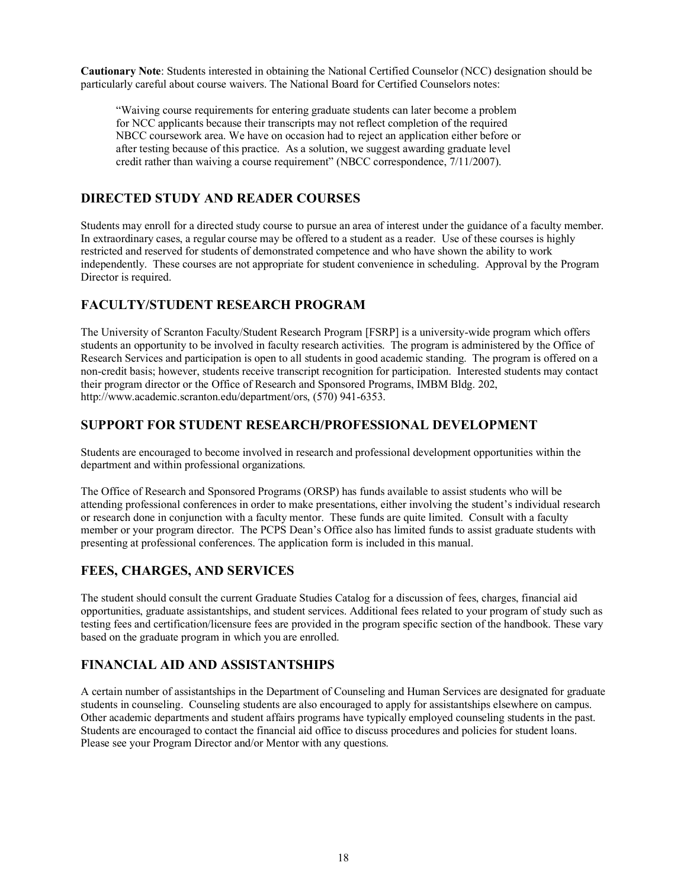**Cautionary Note**: Students interested in obtaining the National Certified Counselor (NCC) designation should be particularly careful about course waivers. The National Board for Certified Counselors notes:

> "Waiving course requirements for entering graduate students can later become a problem for NCC applicants because their transcripts may not reflect completion of the required NBCC coursework area. We have on occasion had to reject an application either before or after testing because of this practice. As a solution, we suggest awarding graduate level credit rather than waiving a course requirement" (NBCC correspondence, 7/11/2007).

## DIRECTED STUDY AND READER COURSES

Students may enroll for a directed study course to pursue an area of interest under the guidance of a faculty member. In extraordinary cases, a regular course may be offered to a student as a reader. Use of these courses is highly restricted and reserved for students of demonstrated competence and who have shown the ability to work independently. These courses are not appropriate for student convenience in scheduling. Approval by the Program Director is required.

## FACULTY/STUDENT RESEARCH PROGRAM

The University of Scranton Faculty/Student Research Program [FSRP] is a university-wide program which offers students an opportunity to be involved in faculty research activities. The program is administered by the Office of Research Services and participation is open to all students in good academic standing. The program is offered on a non-credit basis; however, students receive transcript recognition for participation. Interested students may contact their program director or the Office of Research and Sponsored Programs, IMBM Bldg. 202, http://www.academic.scranton.edu/department/ors, (570) 941-6353.

## SUPPORT FOR STUDENT RESEARCH/PROFESSIONAL DEVELOPMENT

Students are encouraged to become involved in research and professional development opportunities within the department and within professional organizations.

The Office of Research and Sponsored Programs (ORSP) has funds available to assist students who will be attending professional conferences in order to make presentations, either involving the student's individual research or research done in conjunction with a faculty mentor. These funds are quite limited. Consult with a faculty member or your program director. The PCPS Dean's Office also has limited funds to assist graduate students with presenting at professional conferences. The application form is included in this manual.

## FEES, CHARGES, AND SERVICES

The student should consult the current Graduate Studies Catalog for a discussion of fees, charges, financial aid opportunities, graduate assistantships, and student services. Additional fees related to your program of study such as testing fees and certification/licensure fees are provided in the program specific section of the handbook. These vary based on the graduate program in which you are enrolled.

## FINANCIAL AID AND ASSISTANTSHIPS

A certain number of assistantships in the Department of Counseling and Human Services are designated for graduate students in counseling. Counseling students are also encouraged to apply for assistantships elsewhere on campus. Other academic departments and student affairs programs have typically employed counseling students in the past. Students are encouraged to contact the financial aid office to discuss procedures and policies for student loans. Please see your Program Director and/or Mentor with any questions.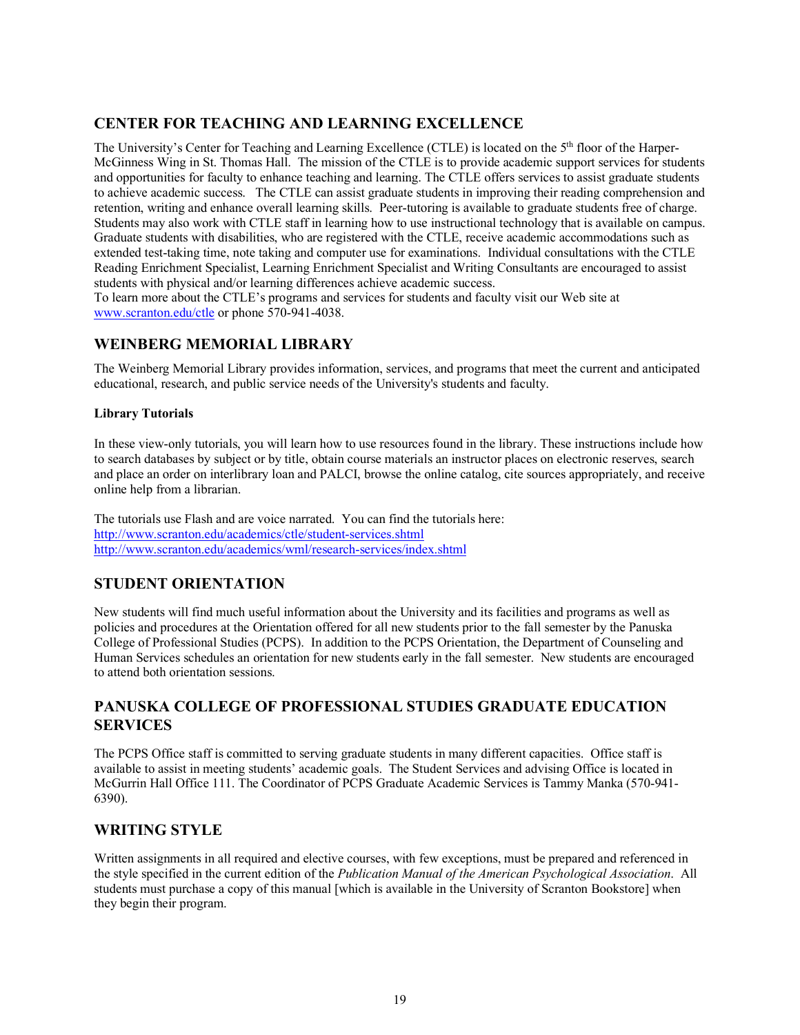## CENTER FOR TEACHING AND LEARNING EXCELLENCE

The University's Center for Teaching and Learning Excellence (CTLE) is located on the 5th floor of the Harper-McGinness Wing in St. Thomas Hall. The mission of the CTLE is to provide academic support services for students and opportunities for faculty to enhance teaching and learning. The CTLE offers services to assist graduate students to achieve academic success. The CTLE can assist graduate students in improving their reading comprehension and retention, writing and enhance overall learning skills. Peer-tutoring is available to graduate students free of charge. Students may also work with CTLE staff in learning how to use instructional technology that is available on campus. Graduate students with disabilities, who are registered with the CTLE, receive academic accommodations such as extended test-taking time, note taking and computer use for examinations. Individual consultations with the CTLE Reading Enrichment Specialist, Learning Enrichment Specialist and Writing Consultants are encouraged to assist students with physical and/or learning differences achieve academic success.
To learn more about the CTLE's programs and services for students and faculty visit our Web site at www.scranton.edu/ctle or phone 570-941-4038.

## WEINBERG MEMORIAL LIBRARY

The Weinberg Memorial Library provides information, services, and programs that meet the current and anticipated educational, research, and public service needs of the University's students and faculty.

**Library Tutorials**

In these view-only tutorials, you will learn how to use resources found in the library. These instructions include how to search databases by subject or by title, obtain course materials an instructor places on electronic reserves, search and place an order on interlibrary loan and PALCI, browse the online catalog, cite sources appropriately, and receive online help from a librarian.

The tutorials use Flash and are voice narrated. You can find the tutorials here:
http://www.scranton.edu/academics/ctle/student-services.shtml
http://www.scranton.edu/academics/wml/research-services/index.shtml

## STUDENT ORIENTATION

New students will find much useful information about the University and its facilities and programs as well as policies and procedures at the Orientation offered for all new students prior to the fall semester by the Panuska College of Professional Studies (PCPS). In addition to the PCPS Orientation, the Department of Counseling and Human Services schedules an orientation for new students early in the fall semester. New students are encouraged to attend both orientation sessions.

## PANUSKA COLLEGE OF PROFESSIONAL STUDIES GRADUATE EDUCATION SERVICES

The PCPS Office staff is committed to serving graduate students in many different capacities. Office staff is available to assist in meeting students' academic goals. The Student Services and advising Office is located in McGurrin Hall Office 111. The Coordinator of PCPS Graduate Academic Services is Tammy Manka (570-941-6390).

## WRITING STYLE

Written assignments in all required and elective courses, with few exceptions, must be prepared and referenced in the style specified in the current edition of the *Publication Manual of the American Psychological Association*. All students must purchase a copy of this manual [which is available in the University of Scranton Bookstore] when they begin their program.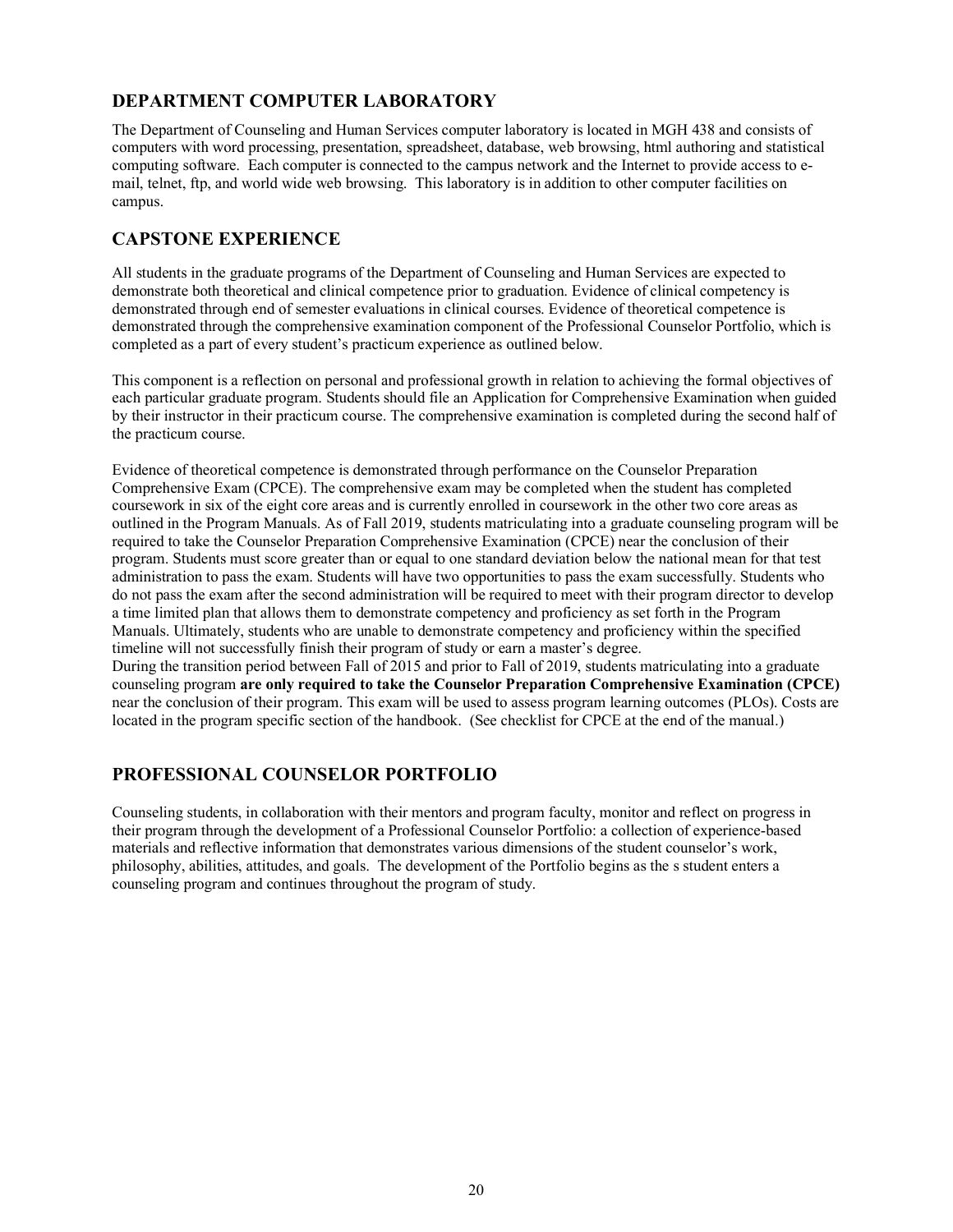## DEPARTMENT COMPUTER LABORATORY

The Department of Counseling and Human Services computer laboratory is located in MGH 438 and consists of computers with word processing, presentation, spreadsheet, database, web browsing, html authoring and statistical computing software. Each computer is connected to the campus network and the Internet to provide access to e-mail, telnet, ftp, and world wide web browsing. This laboratory is in addition to other computer facilities on campus.

## CAPSTONE EXPERIENCE

All students in the graduate programs of the Department of Counseling and Human Services are expected to demonstrate both theoretical and clinical competence prior to graduation. Evidence of clinical competency is demonstrated through end of semester evaluations in clinical courses. Evidence of theoretical competence is demonstrated through the comprehensive examination component of the Professional Counselor Portfolio, which is completed as a part of every student's practicum experience as outlined below.

This component is a reflection on personal and professional growth in relation to achieving the formal objectives of each particular graduate program. Students should file an Application for Comprehensive Examination when guided by their instructor in their practicum course. The comprehensive examination is completed during the second half of the practicum course.

Evidence of theoretical competence is demonstrated through performance on the Counselor Preparation Comprehensive Exam (CPCE). The comprehensive exam may be completed when the student has completed coursework in six of the eight core areas and is currently enrolled in coursework in the other two core areas as outlined in the Program Manuals. As of Fall 2019, students matriculating into a graduate counseling program will be required to take the Counselor Preparation Comprehensive Examination (CPCE) near the conclusion of their program. Students must score greater than or equal to one standard deviation below the national mean for that test administration to pass the exam. Students will have two opportunities to pass the exam successfully. Students who do not pass the exam after the second administration will be required to meet with their program director to develop a time limited plan that allows them to demonstrate competency and proficiency as set forth in the Program Manuals. Ultimately, students who are unable to demonstrate competency and proficiency within the specified timeline will not successfully finish their program of study or earn a master's degree.

During the transition period between Fall of 2015 and prior to Fall of 2019, students matriculating into a graduate counseling program **are only required to take the Counselor Preparation Comprehensive Examination (CPCE)** near the conclusion of their program. This exam will be used to assess program learning outcomes (PLOs). Costs are located in the program specific section of the handbook. (See checklist for CPCE at the end of the manual.)

## PROFESSIONAL COUNSELOR PORTFOLIO

Counseling students, in collaboration with their mentors and program faculty, monitor and reflect on progress in their program through the development of a Professional Counselor Portfolio: a collection of experience-based materials and reflective information that demonstrates various dimensions of the student counselor's work, philosophy, abilities, attitudes, and goals. The development of the Portfolio begins as the s student enters a counseling program and continues throughout the program of study.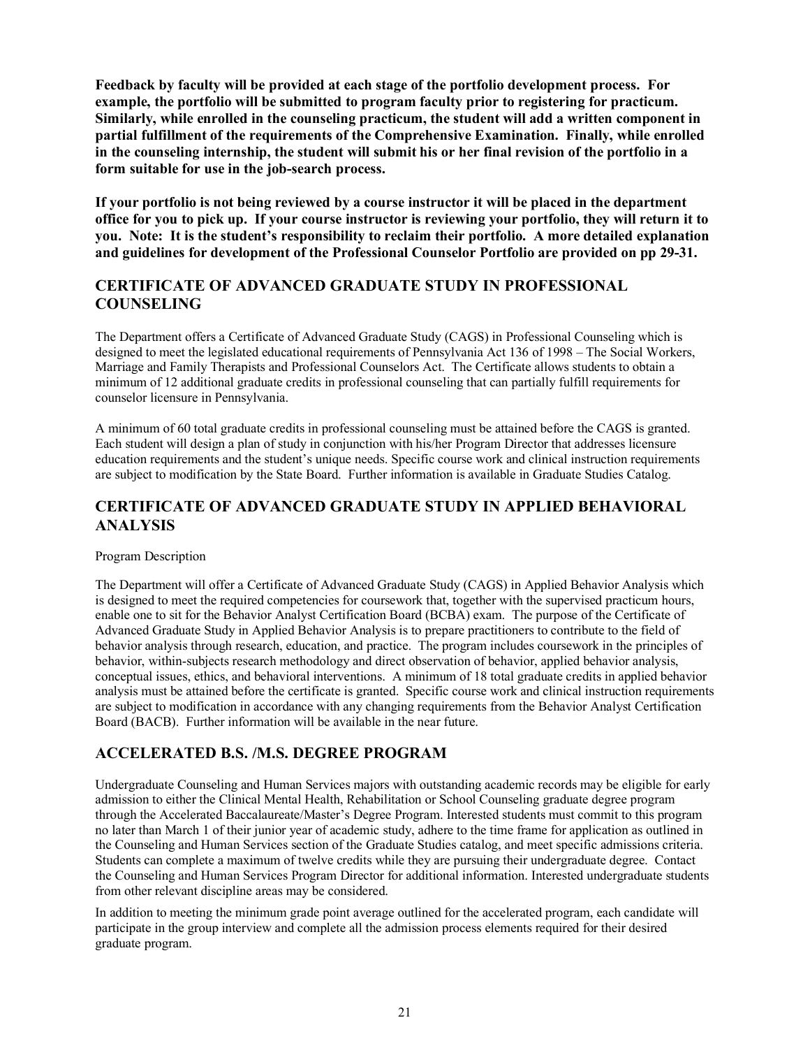**Feedback by faculty will be provided at each stage of the portfolio development process. For example, the portfolio will be submitted to program faculty prior to registering for practicum. Similarly, while enrolled in the counseling practicum, the student will add a written component in partial fulfillment of the requirements of the Comprehensive Examination. Finally, while enrolled in the counseling internship, the student will submit his or her final revision of the portfolio in a form suitable for use in the job-search process.**

**If your portfolio is not being reviewed by a course instructor it will be placed in the department office for you to pick up. If your course instructor is reviewing your portfolio, they will return it to you. Note: It is the student's responsibility to reclaim their portfolio. A more detailed explanation and guidelines for development of the Professional Counselor Portfolio are provided on pp 29-31.**

## CERTIFICATE OF ADVANCED GRADUATE STUDY IN PROFESSIONAL COUNSELING

The Department offers a Certificate of Advanced Graduate Study (CAGS) in Professional Counseling which is designed to meet the legislated educational requirements of Pennsylvania Act 136 of 1998 – The Social Workers, Marriage and Family Therapists and Professional Counselors Act. The Certificate allows students to obtain a minimum of 12 additional graduate credits in professional counseling that can partially fulfill requirements for counselor licensure in Pennsylvania.

A minimum of 60 total graduate credits in professional counseling must be attained before the CAGS is granted. Each student will design a plan of study in conjunction with his/her Program Director that addresses licensure education requirements and the student's unique needs. Specific course work and clinical instruction requirements are subject to modification by the State Board. Further information is available in Graduate Studies Catalog.

## CERTIFICATE OF ADVANCED GRADUATE STUDY IN APPLIED BEHAVIORAL ANALYSIS

Program Description

The Department will offer a Certificate of Advanced Graduate Study (CAGS) in Applied Behavior Analysis which is designed to meet the required competencies for coursework that, together with the supervised practicum hours, enable one to sit for the Behavior Analyst Certification Board (BCBA) exam. The purpose of the Certificate of Advanced Graduate Study in Applied Behavior Analysis is to prepare practitioners to contribute to the field of behavior analysis through research, education, and practice. The program includes coursework in the principles of behavior, within-subjects research methodology and direct observation of behavior, applied behavior analysis, conceptual issues, ethics, and behavioral interventions. A minimum of 18 total graduate credits in applied behavior analysis must be attained before the certificate is granted. Specific course work and clinical instruction requirements are subject to modification in accordance with any changing requirements from the Behavior Analyst Certification Board (BACB). Further information will be available in the near future.

## ACCELERATED B.S. /M.S. DEGREE PROGRAM

Undergraduate Counseling and Human Services majors with outstanding academic records may be eligible for early admission to either the Clinical Mental Health, Rehabilitation or School Counseling graduate degree program through the Accelerated Baccalaureate/Master's Degree Program. Interested students must commit to this program no later than March 1 of their junior year of academic study, adhere to the time frame for application as outlined in the Counseling and Human Services section of the Graduate Studies catalog, and meet specific admissions criteria. Students can complete a maximum of twelve credits while they are pursuing their undergraduate degree. Contact the Counseling and Human Services Program Director for additional information. Interested undergraduate students from other relevant discipline areas may be considered.

In addition to meeting the minimum grade point average outlined for the accelerated program, each candidate will participate in the group interview and complete all the admission process elements required for their desired graduate program.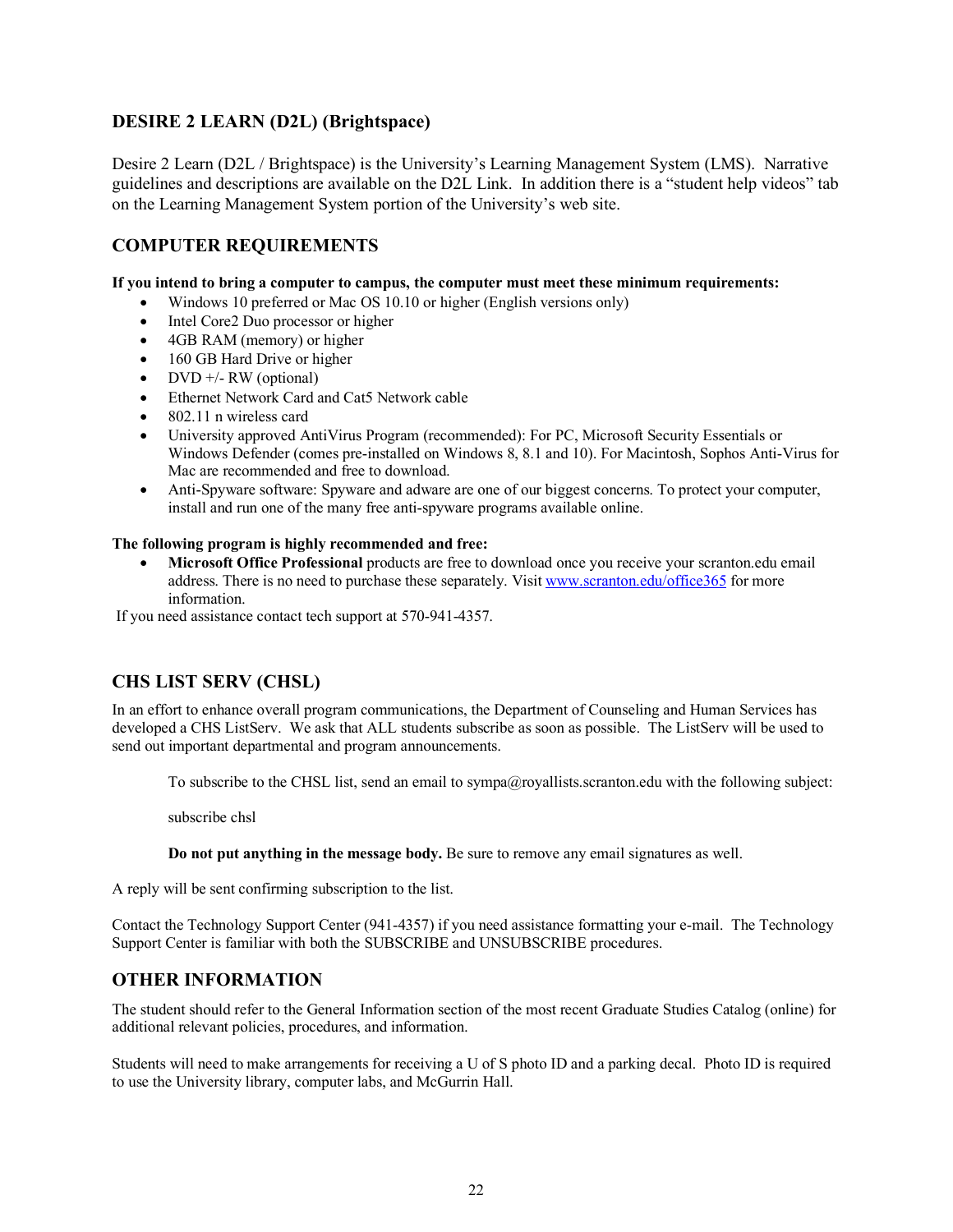## DESIRE 2 LEARN (D2L) (Brightspace)

Desire 2 Learn (D2L / Brightspace) is the University's Learning Management System (LMS). Narrative guidelines and descriptions are available on the D2L Link. In addition there is a "student help videos" tab on the Learning Management System portion of the University's web site.

## COMPUTER REQUIREMENTS

**If you intend to bring a computer to campus, the computer must meet these minimum requirements:**

- Windows 10 preferred or Mac OS 10.10 or higher (English versions only)
- Intel Core2 Duo processor or higher
- 4GB RAM (memory) or higher
- 160 GB Hard Drive or higher
- DVD +/- RW (optional)
- Ethernet Network Card and Cat5 Network cable
- 802.11 n wireless card
- University approved AntiVirus Program (recommended): For PC, Microsoft Security Essentials or Windows Defender (comes pre-installed on Windows 8, 8.1 and 10). For Macintosh, Sophos Anti-Virus for Mac are recommended and free to download.
- Anti-Spyware software: Spyware and adware are one of our biggest concerns. To protect your computer, install and run one of the many free anti-spyware programs available online.

**The following program is highly recommended and free:**

- **Microsoft Office Professional** products are free to download once you receive your scranton.edu email address. There is no need to purchase these separately. Visit [www.scranton.edu/office365](www.scranton.edu/office365) for more information.

If you need assistance contact tech support at 570-941-4357.

## CHS LIST SERV (CHSL)

In an effort to enhance overall program communications, the Department of Counseling and Human Services has developed a CHS ListServ. We ask that ALL students subscribe as soon as possible. The ListServ will be used to send out important departmental and program announcements.

> To subscribe to the CHSL list, send an email to sympa@royallists.scranton.edu with the following subject:
>
> subscribe chsl
>
> **Do not put anything in the message body.** Be sure to remove any email signatures as well.

A reply will be sent confirming subscription to the list.

Contact the Technology Support Center (941-4357) if you need assistance formatting your e-mail. The Technology Support Center is familiar with both the SUBSCRIBE and UNSUBSCRIBE procedures.

## OTHER INFORMATION

The student should refer to the General Information section of the most recent Graduate Studies Catalog (online) for additional relevant policies, procedures, and information.

Students will need to make arrangements for receiving a U of S photo ID and a parking decal. Photo ID is required to use the University library, computer labs, and McGurrin Hall.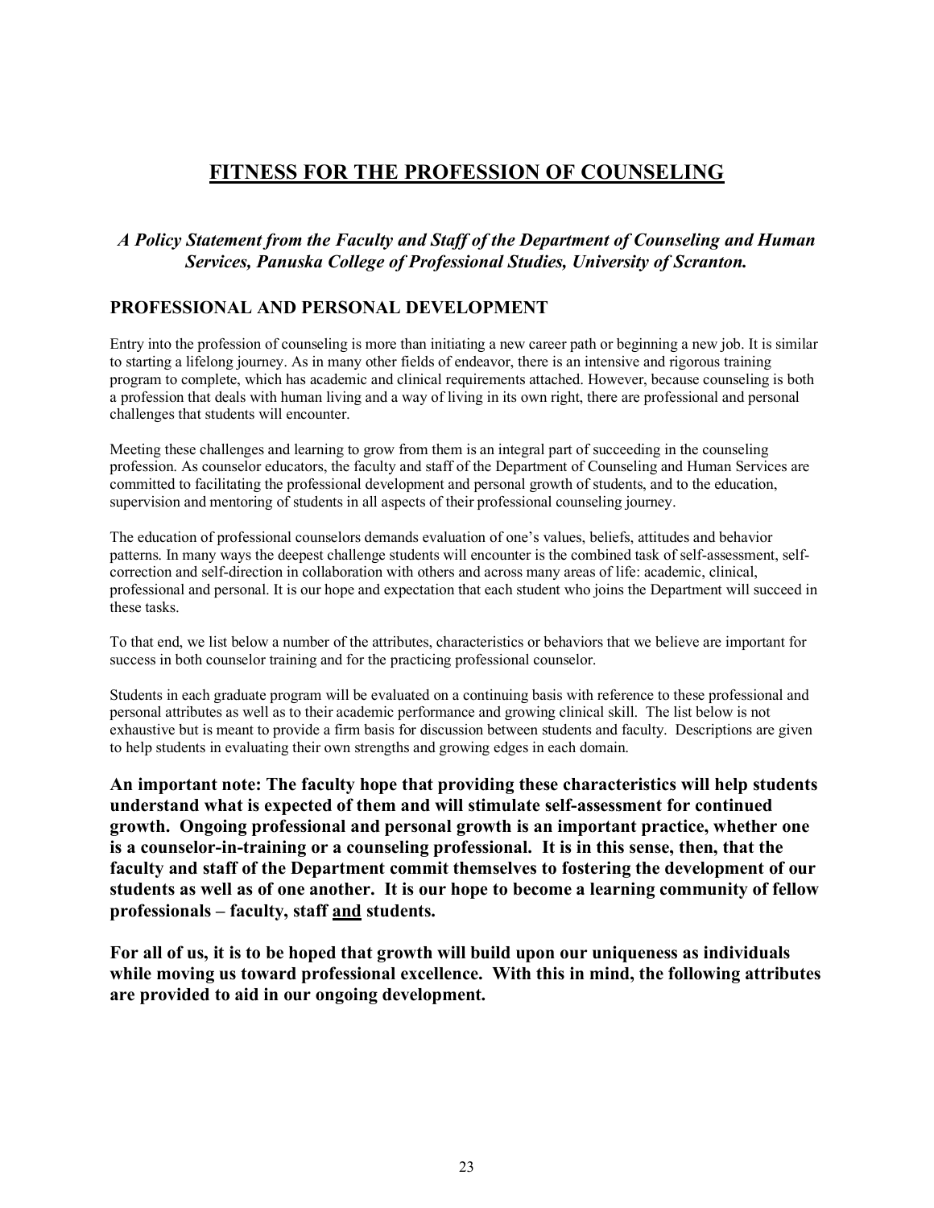# FITNESS FOR THE PROFESSION OF COUNSELING

***A Policy Statement from the Faculty and Staff of the Department of Counseling and Human Services, Panuska College of Professional Studies, University of Scranton.***

## PROFESSIONAL AND PERSONAL DEVELOPMENT

Entry into the profession of counseling is more than initiating a new career path or beginning a new job. It is similar to starting a lifelong journey. As in many other fields of endeavor, there is an intensive and rigorous training program to complete, which has academic and clinical requirements attached. However, because counseling is both a profession that deals with human living and a way of living in its own right, there are professional and personal challenges that students will encounter.

Meeting these challenges and learning to grow from them is an integral part of succeeding in the counseling profession. As counselor educators, the faculty and staff of the Department of Counseling and Human Services are committed to facilitating the professional development and personal growth of students, and to the education, supervision and mentoring of students in all aspects of their professional counseling journey.

The education of professional counselors demands evaluation of one's values, beliefs, attitudes and behavior patterns. In many ways the deepest challenge students will encounter is the combined task of self-assessment, self-correction and self-direction in collaboration with others and across many areas of life: academic, clinical, professional and personal. It is our hope and expectation that each student who joins the Department will succeed in these tasks.

To that end, we list below a number of the attributes, characteristics or behaviors that we believe are important for success in both counselor training and for the practicing professional counselor.

Students in each graduate program will be evaluated on a continuing basis with reference to these professional and personal attributes as well as to their academic performance and growing clinical skill. The list below is not exhaustive but is meant to provide a firm basis for discussion between students and faculty. Descriptions are given to help students in evaluating their own strengths and growing edges in each domain.

**An important note: The faculty hope that providing these characteristics will help students understand what is expected of them and will stimulate self-assessment for continued growth. Ongoing professional and personal growth is an important practice, whether one is a counselor-in-training or a counseling professional. It is in this sense, then, that the faculty and staff of the Department commit themselves to fostering the development of our students as well as of one another. It is our hope to become a learning community of fellow professionals – faculty, staff <u>and</u> students.**

**For all of us, it is to be hoped that growth will build upon our uniqueness as individuals while moving us toward professional excellence. With this in mind, the following attributes are provided to aid in our ongoing development.**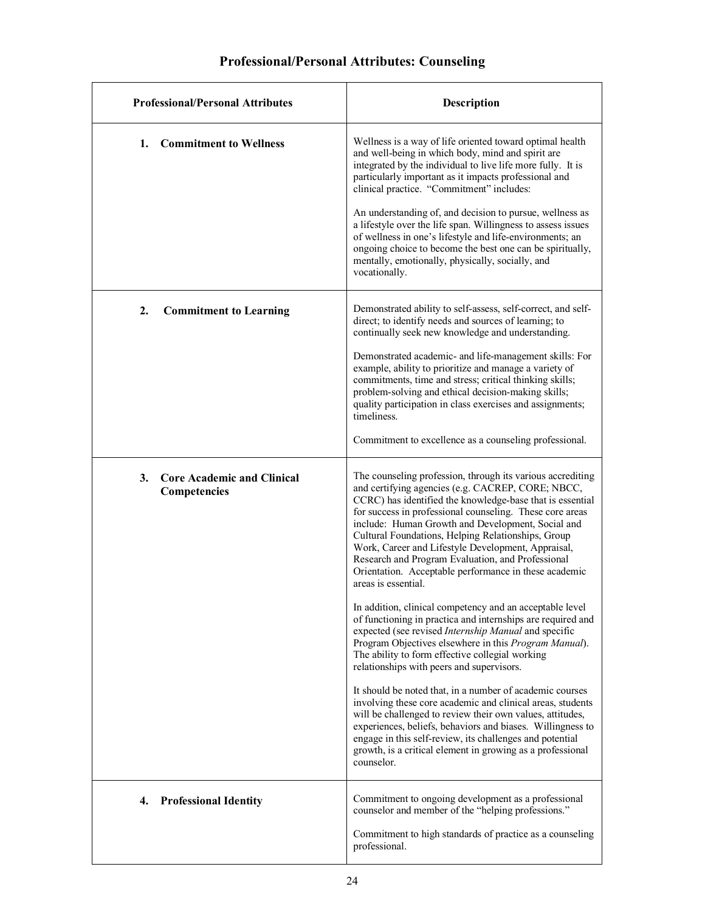# Professional/Personal Attributes: Counseling

| Professional/Personal Attributes | Description |
|---|---|
| **1. Commitment to Wellness** | Wellness is a way of life oriented toward optimal health and well-being in which body, mind and spirit are integrated by the individual to live life more fully. It is particularly important as it impacts professional and clinical practice. "Commitment" includes:<br><br>An understanding of, and decision to pursue, wellness as a lifestyle over the life span. Willingness to assess issues of wellness in one's lifestyle and life-environments; an ongoing choice to become the best one can be spiritually, mentally, emotionally, physically, socially, and vocationally. |
| **2. Commitment to Learning** | Demonstrated ability to self-assess, self-correct, and self-direct; to identify needs and sources of learning; to continually seek new knowledge and understanding.<br><br>Demonstrated academic- and life-management skills: For example, ability to prioritize and manage a variety of commitments, time and stress; critical thinking skills; problem-solving and ethical decision-making skills; quality participation in class exercises and assignments; timeliness.<br><br>Commitment to excellence as a counseling professional. |
| **3. Core Academic and Clinical Competencies** | The counseling profession, through its various accrediting and certifying agencies (e.g. CACREP, CORE; NBCC, CCRC) has identified the knowledge-base that is essential for success in professional counseling. These core areas include: Human Growth and Development, Social and Cultural Foundations, Helping Relationships, Group Work, Career and Lifestyle Development, Appraisal, Research and Program Evaluation, and Professional Orientation. Acceptable performance in these academic areas is essential.<br><br>In addition, clinical competency and an acceptable level of functioning in practica and internships are required and expected (see revised *Internship Manual* and specific Program Objectives elsewhere in this *Program Manual*). The ability to form effective collegial working relationships with peers and supervisors.<br><br>It should be noted that, in a number of academic courses involving these core academic and clinical areas, students will be challenged to review their own values, attitudes, experiences, beliefs, behaviors and biases. Willingness to engage in this self-review, its challenges and potential growth, is a critical element in growing as a professional counselor. |
| **4. Professional Identity** | Commitment to ongoing development as a professional counselor and member of the "helping professions."<br><br>Commitment to high standards of practice as a counseling professional. |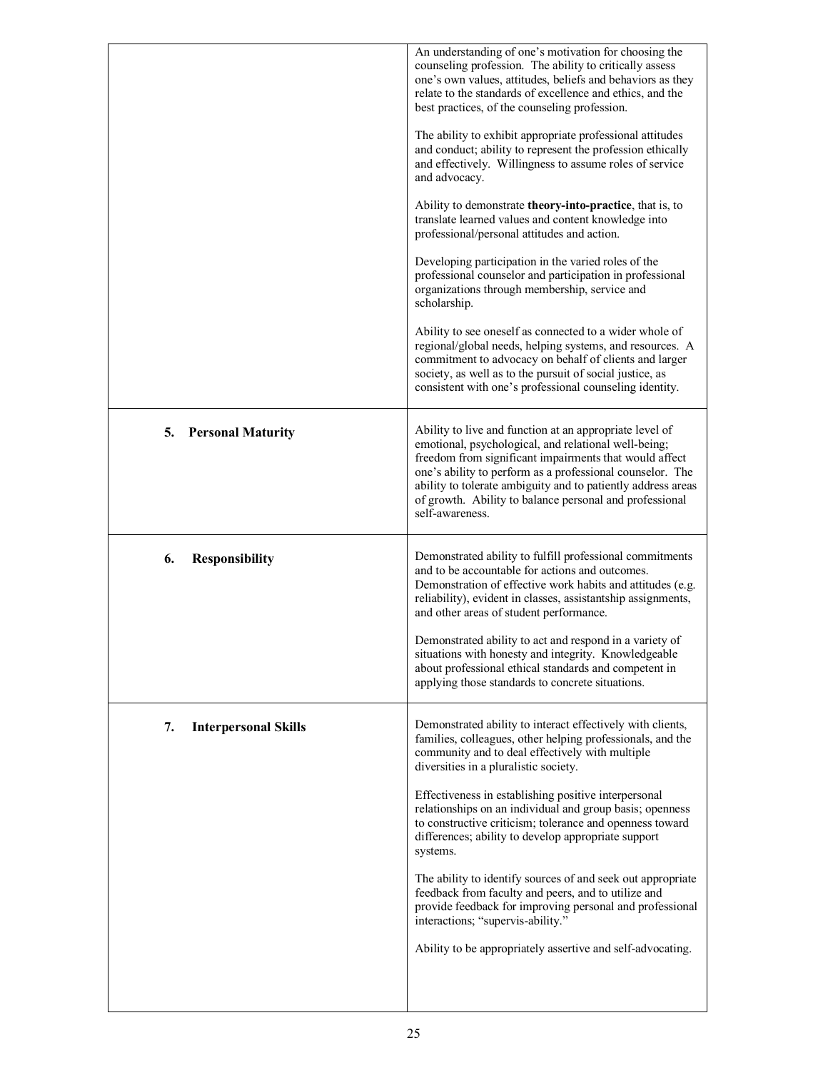| | |
|---|---|
| | An understanding of one's motivation for choosing the counseling profession. The ability to critically assess one's own values, attitudes, beliefs and behaviors as they relate to the standards of excellence and ethics, and the best practices, of the counseling profession.<br><br>The ability to exhibit appropriate professional attitudes and conduct; ability to represent the profession ethically and effectively. Willingness to assume roles of service and advocacy.<br><br>Ability to demonstrate **theory-into-practice**, that is, to translate learned values and content knowledge into professional/personal attitudes and action.<br><br>Developing participation in the varied roles of the professional counselor and participation in professional organizations through membership, service and scholarship.<br><br>Ability to see oneself as connected to a wider whole of regional/global needs, helping systems, and resources. A commitment to advocacy on behalf of clients and larger society, as well as to the pursuit of social justice, as consistent with one's professional counseling identity. |
| **5. Personal Maturity** | Ability to live and function at an appropriate level of emotional, psychological, and relational well-being; freedom from significant impairments that would affect one's ability to perform as a professional counselor. The ability to tolerate ambiguity and to patiently address areas of growth. Ability to balance personal and professional self-awareness. |
| **6. Responsibility** | Demonstrated ability to fulfill professional commitments and to be accountable for actions and outcomes. Demonstration of effective work habits and attitudes (e.g. reliability), evident in classes, assistantship assignments, and other areas of student performance.<br><br>Demonstrated ability to act and respond in a variety of situations with honesty and integrity. Knowledgeable about professional ethical standards and competent in applying those standards to concrete situations. |
| **7. Interpersonal Skills** | Demonstrated ability to interact effectively with clients, families, colleagues, other helping professionals, and the community and to deal effectively with multiple diversities in a pluralistic society.<br><br>Effectiveness in establishing positive interpersonal relationships on an individual and group basis; openness to constructive criticism; tolerance and openness toward differences; ability to develop appropriate support systems.<br><br>The ability to identify sources of and seek out appropriate feedback from faculty and peers, and to utilize and provide feedback for improving personal and professional interactions; "supervis-ability."<br><br>Ability to be appropriately assertive and self-advocating. |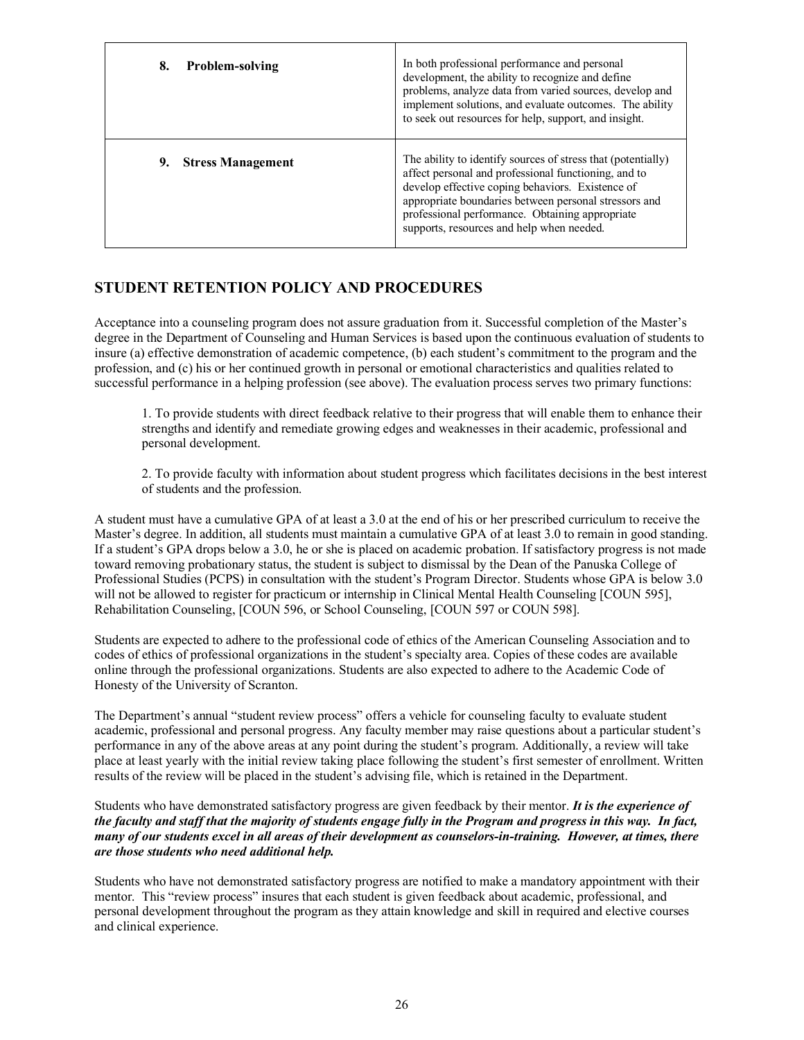| | |
|---|---|
| **8. Problem-solving** | In both professional performance and personal development, the ability to recognize and define problems, analyze data from varied sources, develop and implement solutions, and evaluate outcomes. The ability to seek out resources for help, support, and insight. |
| **9. Stress Management** | The ability to identify sources of stress that (potentially) affect personal and professional functioning, and to develop effective coping behaviors. Existence of appropriate boundaries between personal stressors and professional performance. Obtaining appropriate supports, resources and help when needed. |

## STUDENT RETENTION POLICY AND PROCEDURES

Acceptance into a counseling program does not assure graduation from it. Successful completion of the Master's degree in the Department of Counseling and Human Services is based upon the continuous evaluation of students to insure (a) effective demonstration of academic competence, (b) each student's commitment to the program and the profession, and (c) his or her continued growth in personal or emotional characteristics and qualities related to successful performance in a helping profession (see above). The evaluation process serves two primary functions:

1. To provide students with direct feedback relative to their progress that will enable them to enhance their strengths and identify and remediate growing edges and weaknesses in their academic, professional and personal development.

2. To provide faculty with information about student progress which facilitates decisions in the best interest of students and the profession.

A student must have a cumulative GPA of at least a 3.0 at the end of his or her prescribed curriculum to receive the Master's degree. In addition, all students must maintain a cumulative GPA of at least 3.0 to remain in good standing. If a student's GPA drops below a 3.0, he or she is placed on academic probation. If satisfactory progress is not made toward removing probationary status, the student is subject to dismissal by the Dean of the Panuska College of Professional Studies (PCPS) in consultation with the student's Program Director. Students whose GPA is below 3.0 will not be allowed to register for practicum or internship in Clinical Mental Health Counseling [COUN 595], Rehabilitation Counseling, [COUN 596, or School Counseling, [COUN 597 or COUN 598].

Students are expected to adhere to the professional code of ethics of the American Counseling Association and to codes of ethics of professional organizations in the student's specialty area. Copies of these codes are available online through the professional organizations. Students are also expected to adhere to the Academic Code of Honesty of the University of Scranton.

The Department's annual "student review process" offers a vehicle for counseling faculty to evaluate student academic, professional and personal progress. Any faculty member may raise questions about a particular student's performance in any of the above areas at any point during the student's program. Additionally, a review will take place at least yearly with the initial review taking place following the student's first semester of enrollment. Written results of the review will be placed in the student's advising file, which is retained in the Department.

Students who have demonstrated satisfactory progress are given feedback by their mentor. ***It is the experience of the faculty and staff that the majority of students engage fully in the Program and progress in this way. In fact, many of our students excel in all areas of their development as counselors-in-training. However, at times, there are those students who need additional help.***

Students who have not demonstrated satisfactory progress are notified to make a mandatory appointment with their mentor. This "review process" insures that each student is given feedback about academic, professional, and personal development throughout the program as they attain knowledge and skill in required and elective courses and clinical experience.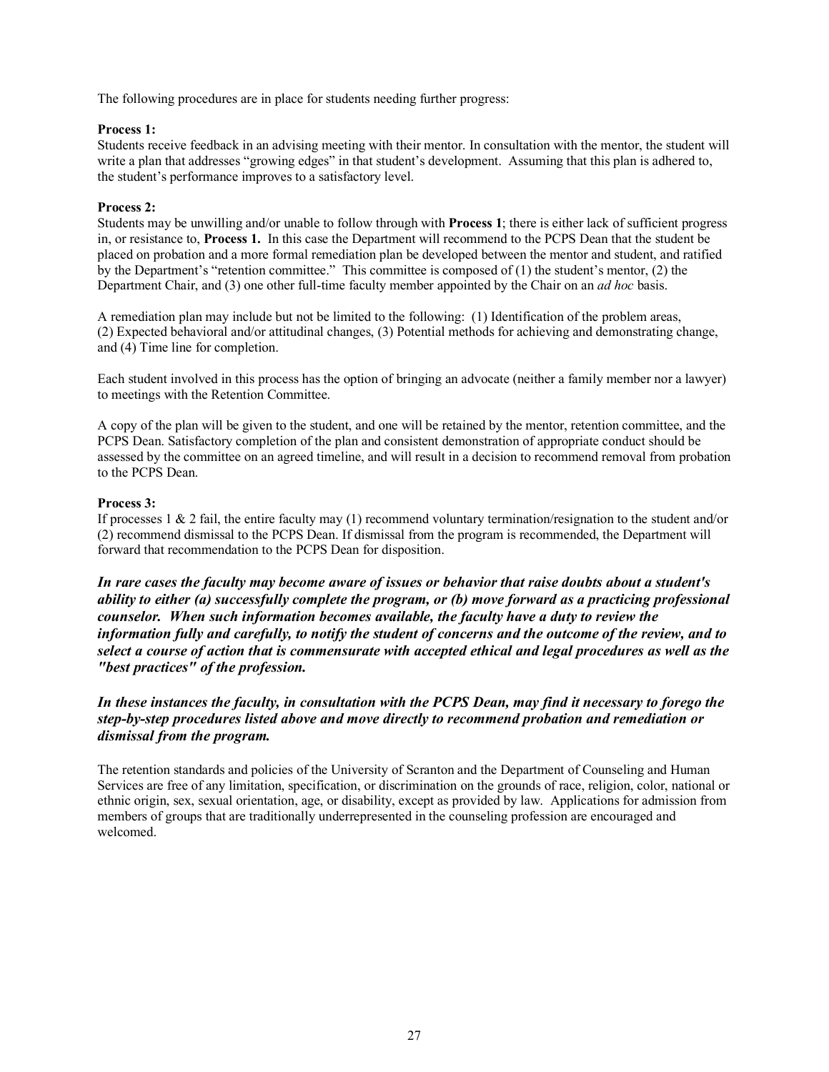The following procedures are in place for students needing further progress:

**Process 1:**
Students receive feedback in an advising meeting with their mentor. In consultation with the mentor, the student will write a plan that addresses "growing edges" in that student's development. Assuming that this plan is adhered to, the student's performance improves to a satisfactory level.

**Process 2:**
Students may be unwilling and/or unable to follow through with **Process 1**; there is either lack of sufficient progress in, or resistance to, **Process 1.** In this case the Department will recommend to the PCPS Dean that the student be placed on probation and a more formal remediation plan be developed between the mentor and student, and ratified by the Department's "retention committee." This committee is composed of (1) the student's mentor, (2) the Department Chair, and (3) one other full-time faculty member appointed by the Chair on an *ad hoc* basis.

A remediation plan may include but not be limited to the following: (1) Identification of the problem areas, (2) Expected behavioral and/or attitudinal changes, (3) Potential methods for achieving and demonstrating change, and (4) Time line for completion.

Each student involved in this process has the option of bringing an advocate (neither a family member nor a lawyer) to meetings with the Retention Committee.

A copy of the plan will be given to the student, and one will be retained by the mentor, retention committee, and the PCPS Dean. Satisfactory completion of the plan and consistent demonstration of appropriate conduct should be assessed by the committee on an agreed timeline, and will result in a decision to recommend removal from probation to the PCPS Dean.

**Process 3:**
If processes 1 & 2 fail, the entire faculty may (1) recommend voluntary termination/resignation to the student and/or (2) recommend dismissal to the PCPS Dean. If dismissal from the program is recommended, the Department will forward that recommendation to the PCPS Dean for disposition.

***In rare cases the faculty may become aware of issues or behavior that raise doubts about a student's ability to either (a) successfully complete the program, or (b) move forward as a practicing professional counselor. When such information becomes available, the faculty have a duty to review the information fully and carefully, to notify the student of concerns and the outcome of the review, and to select a course of action that is commensurate with accepted ethical and legal procedures as well as the "best practices" of the profession.***

***In these instances the faculty, in consultation with the PCPS Dean, may find it necessary to forego the step-by-step procedures listed above and move directly to recommend probation and remediation or dismissal from the program.***

The retention standards and policies of the University of Scranton and the Department of Counseling and Human Services are free of any limitation, specification, or discrimination on the grounds of race, religion, color, national or ethnic origin, sex, sexual orientation, age, or disability, except as provided by law. Applications for admission from members of groups that are traditionally underrepresented in the counseling profession are encouraged and welcomed.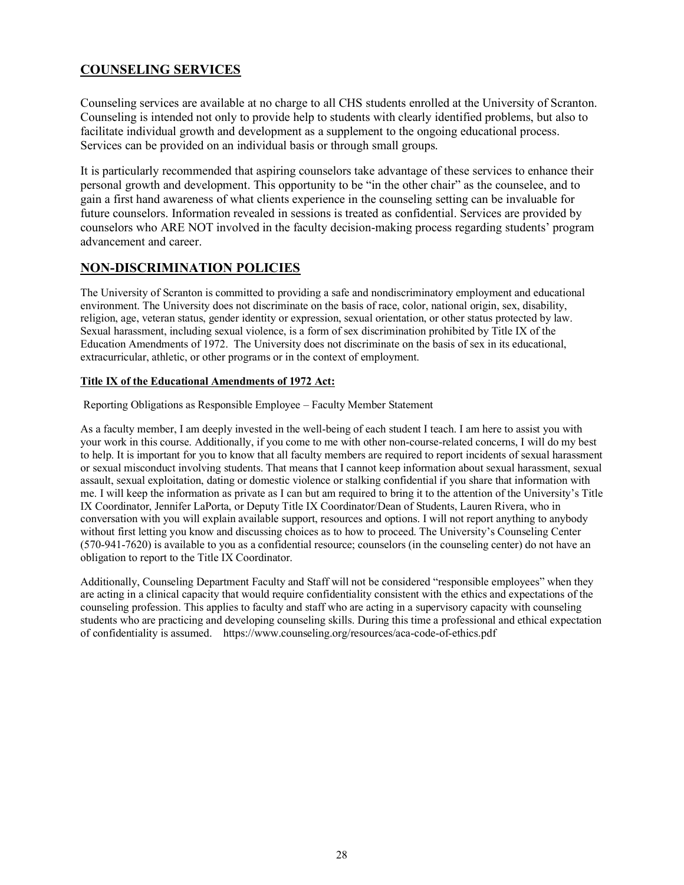## COUNSELING SERVICES

Counseling services are available at no charge to all CHS students enrolled at the University of Scranton. Counseling is intended not only to provide help to students with clearly identified problems, but also to facilitate individual growth and development as a supplement to the ongoing educational process. Services can be provided on an individual basis or through small groups.

It is particularly recommended that aspiring counselors take advantage of these services to enhance their personal growth and development. This opportunity to be "in the other chair" as the counselee, and to gain a first hand awareness of what clients experience in the counseling setting can be invaluable for future counselors. Information revealed in sessions is treated as confidential. Services are provided by counselors who ARE NOT involved in the faculty decision-making process regarding students' program advancement and career.

## NON-DISCRIMINATION POLICIES

The University of Scranton is committed to providing a safe and nondiscriminatory employment and educational environment. The University does not discriminate on the basis of race, color, national origin, sex, disability, religion, age, veteran status, gender identity or expression, sexual orientation, or other status protected by law. Sexual harassment, including sexual violence, is a form of sex discrimination prohibited by Title IX of the Education Amendments of 1972. The University does not discriminate on the basis of sex in its educational, extracurricular, athletic, or other programs or in the context of employment.

**Title IX of the Educational Amendments of 1972 Act:**

Reporting Obligations as Responsible Employee – Faculty Member Statement

As a faculty member, I am deeply invested in the well-being of each student I teach. I am here to assist you with your work in this course. Additionally, if you come to me with other non-course-related concerns, I will do my best to help. It is important for you to know that all faculty members are required to report incidents of sexual harassment or sexual misconduct involving students. That means that I cannot keep information about sexual harassment, sexual assault, sexual exploitation, dating or domestic violence or stalking confidential if you share that information with me. I will keep the information as private as I can but am required to bring it to the attention of the University's Title IX Coordinator, Jennifer LaPorta, or Deputy Title IX Coordinator/Dean of Students, Lauren Rivera, who in conversation with you will explain available support, resources and options. I will not report anything to anybody without first letting you know and discussing choices as to how to proceed. The University's Counseling Center (570-941-7620) is available to you as a confidential resource; counselors (in the counseling center) do not have an obligation to report to the Title IX Coordinator.

Additionally, Counseling Department Faculty and Staff will not be considered "responsible employees" when they are acting in a clinical capacity that would require confidentiality consistent with the ethics and expectations of the counseling profession. This applies to faculty and staff who are acting in a supervisory capacity with counseling students who are practicing and developing counseling skills. During this time a professional and ethical expectation of confidentiality is assumed. https://www.counseling.org/resources/aca-code-of-ethics.pdf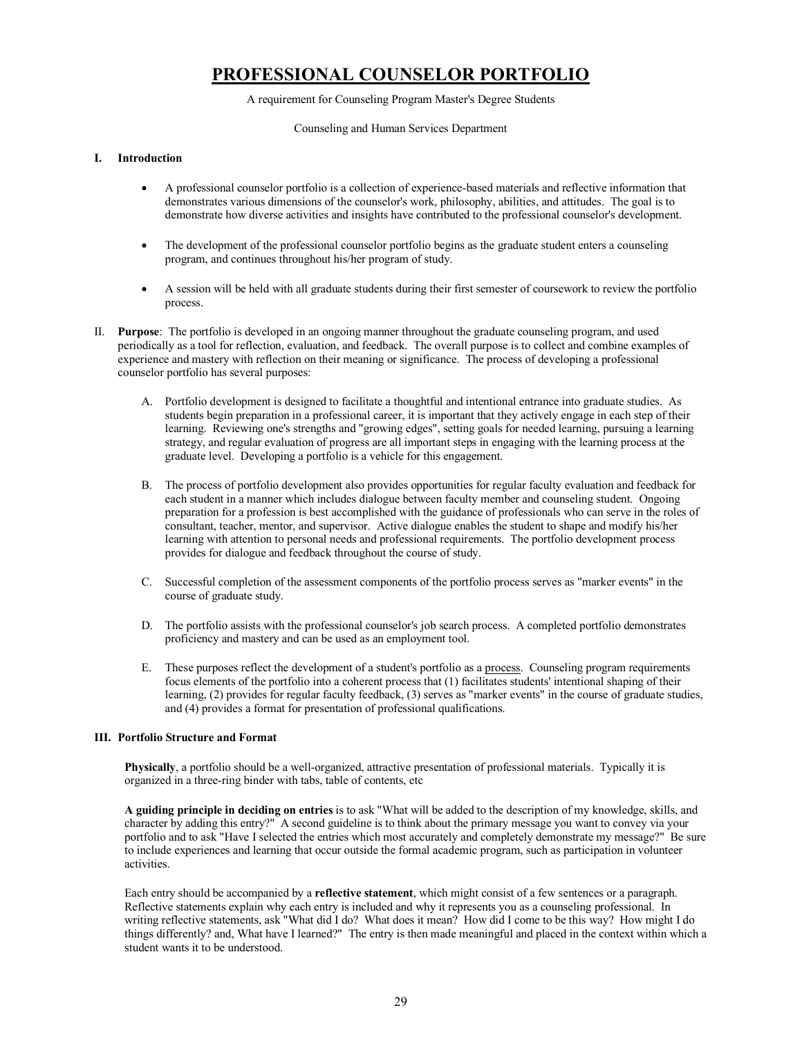# PROFESSIONAL COUNSELOR PORTFOLIO

A requirement for Counseling Program Master's Degree Students

Counseling and Human Services Department

## I. Introduction

- A professional counselor portfolio is a collection of experience-based materials and reflective information that demonstrates various dimensions of the counselor's work, philosophy, abilities, and attitudes. The goal is to demonstrate how diverse activities and insights have contributed to the professional counselor's development.
- The development of the professional counselor portfolio begins as the graduate student enters a counseling program, and continues throughout his/her program of study.
- A session will be held with all graduate students during their first semester of coursework to review the portfolio process.

## II. Purpose

**Purpose**: The portfolio is developed in an ongoing manner throughout the graduate counseling program, and used periodically as a tool for reflection, evaluation, and feedback. The overall purpose is to collect and combine examples of experience and mastery with reflection on their meaning or significance. The process of developing a professional counselor portfolio has several purposes:

A. Portfolio development is designed to facilitate a thoughtful and intentional entrance into graduate studies. As students begin preparation in a professional career, it is important that they actively engage in each step of their learning. Reviewing one's strengths and "growing edges", setting goals for needed learning, pursuing a learning strategy, and regular evaluation of progress are all important steps in engaging with the learning process at the graduate level. Developing a portfolio is a vehicle for this engagement.

B. The process of portfolio development also provides opportunities for regular faculty evaluation and feedback for each student in a manner which includes dialogue between faculty member and counseling student. Ongoing preparation for a profession is best accomplished with the guidance of professionals who can serve in the roles of consultant, teacher, mentor, and supervisor. Active dialogue enables the student to shape and modify his/her learning with attention to personal needs and professional requirements. The portfolio development process provides for dialogue and feedback throughout the course of study.

C. Successful completion of the assessment components of the portfolio process serves as "marker events" in the course of graduate study.

D. The portfolio assists with the professional counselor's job search process. A completed portfolio demonstrates proficiency and mastery and can be used as an employment tool.

E. These purposes reflect the development of a student's portfolio as a <u>process</u>. Counseling program requirements focus elements of the portfolio into a coherent process that (1) facilitates students' intentional shaping of their learning, (2) provides for regular faculty feedback, (3) serves as "marker events" in the course of graduate studies, and (4) provides a format for presentation of professional qualifications.

## III. Portfolio Structure and Format

**Physically**, a portfolio should be a well-organized, attractive presentation of professional materials. Typically it is organized in a three-ring binder with tabs, table of contents, etc

**A guiding principle in deciding on entries** is to ask "What will be added to the description of my knowledge, skills, and character by adding this entry?" A second guideline is to think about the primary message you want to convey via your portfolio and to ask "Have I selected the entries which most accurately and completely demonstrate my message?" Be sure to include experiences and learning that occur outside the formal academic program, such as participation in volunteer activities.

Each entry should be accompanied by a **reflective statement**, which might consist of a few sentences or a paragraph. Reflective statements explain why each entry is included and why it represents you as a counseling professional. In writing reflective statements, ask "What did I do? What does it mean? How did I come to be this way? How might I do things differently? and, What have I learned?" The entry is then made meaningful and placed in the context within which a student wants it to be understood.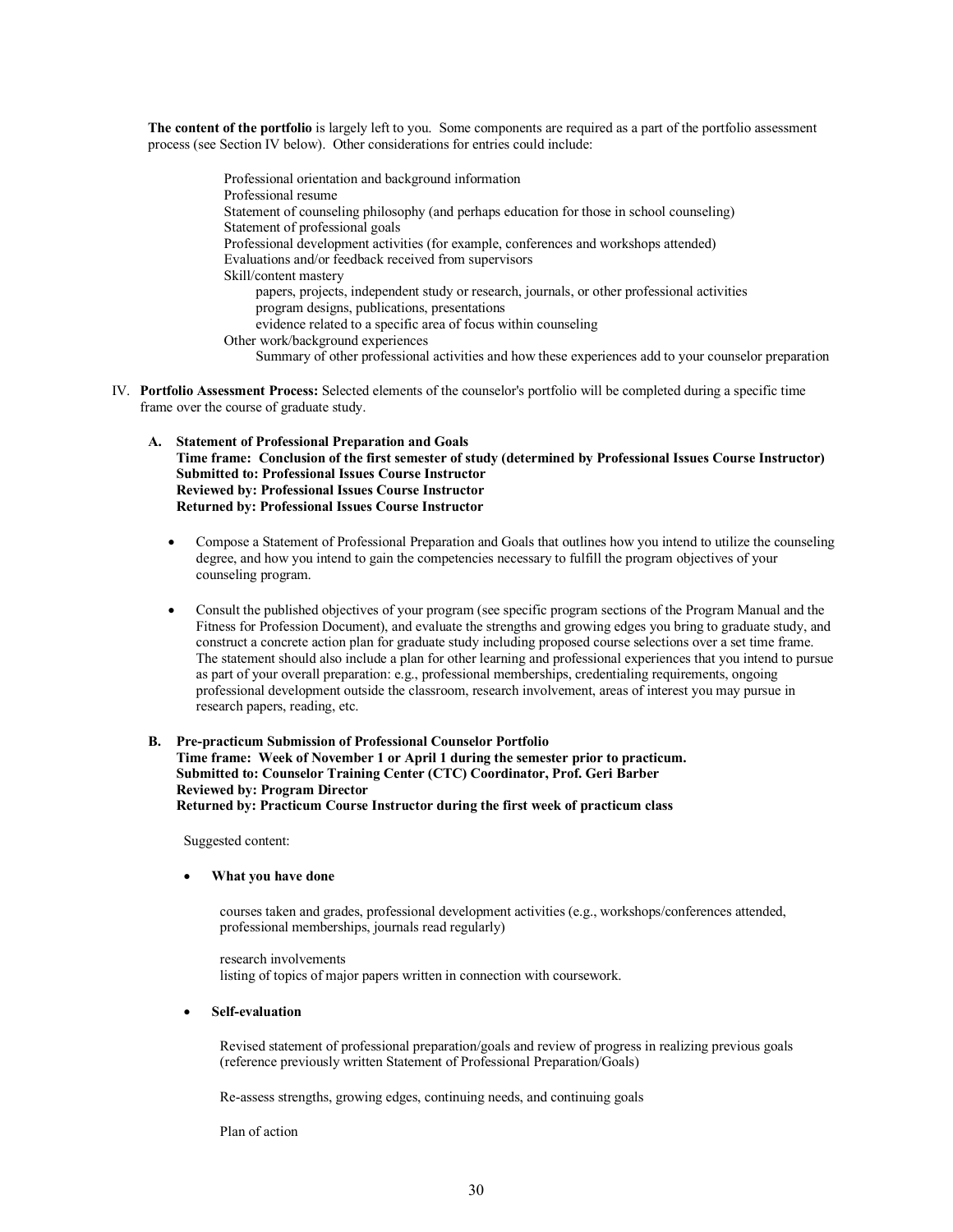**The content of the portfolio** is largely left to you. Some components are required as a part of the portfolio assessment process (see Section IV below). Other considerations for entries could include:

- Professional orientation and background information
- Professional resume
- Statement of counseling philosophy (and perhaps education for those in school counseling)
- Statement of professional goals
- Professional development activities (for example, conferences and workshops attended)
- Evaluations and/or feedback received from supervisors
- Skill/content mastery
  - papers, projects, independent study or research, journals, or other professional activities
  - program designs, publications, presentations
  - evidence related to a specific area of focus within counseling
- Other work/background experiences
  - Summary of other professional activities and how these experiences add to your counselor preparation

IV. **Portfolio Assessment Process:** Selected elements of the counselor's portfolio will be completed during a specific time frame over the course of graduate study.

**A. Statement of Professional Preparation and Goals**
**Time frame: Conclusion of the first semester of study (determined by Professional Issues Course Instructor)**
**Submitted to: Professional Issues Course Instructor**
**Reviewed by: Professional Issues Course Instructor**
**Returned by: Professional Issues Course Instructor**

- Compose a Statement of Professional Preparation and Goals that outlines how you intend to utilize the counseling degree, and how you intend to gain the competencies necessary to fulfill the program objectives of your counseling program.
- Consult the published objectives of your program (see specific program sections of the Program Manual and the Fitness for Profession Document), and evaluate the strengths and growing edges you bring to graduate study, and construct a concrete action plan for graduate study including proposed course selections over a set time frame. The statement should also include a plan for other learning and professional experiences that you intend to pursue as part of your overall preparation: e.g., professional memberships, credentialing requirements, ongoing professional development outside the classroom, research involvement, areas of interest you may pursue in research papers, reading, etc.

**B. Pre-practicum Submission of Professional Counselor Portfolio**
**Time frame: Week of November 1 or April 1 during the semester prior to practicum.**
**Submitted to: Counselor Training Center (CTC) Coordinator, Prof. Geri Barber**
**Reviewed by: Program Director**
**Returned by: Practicum Course Instructor during the first week of practicum class**

Suggested content:

- **What you have done**

  courses taken and grades, professional development activities (e.g., workshops/conferences attended, professional memberships, journals read regularly)

  research involvements
  listing of topics of major papers written in connection with coursework.

- **Self-evaluation**

  Revised statement of professional preparation/goals and review of progress in realizing previous goals (reference previously written Statement of Professional Preparation/Goals)

  Re-assess strengths, growing edges, continuing needs, and continuing goals

  Plan of action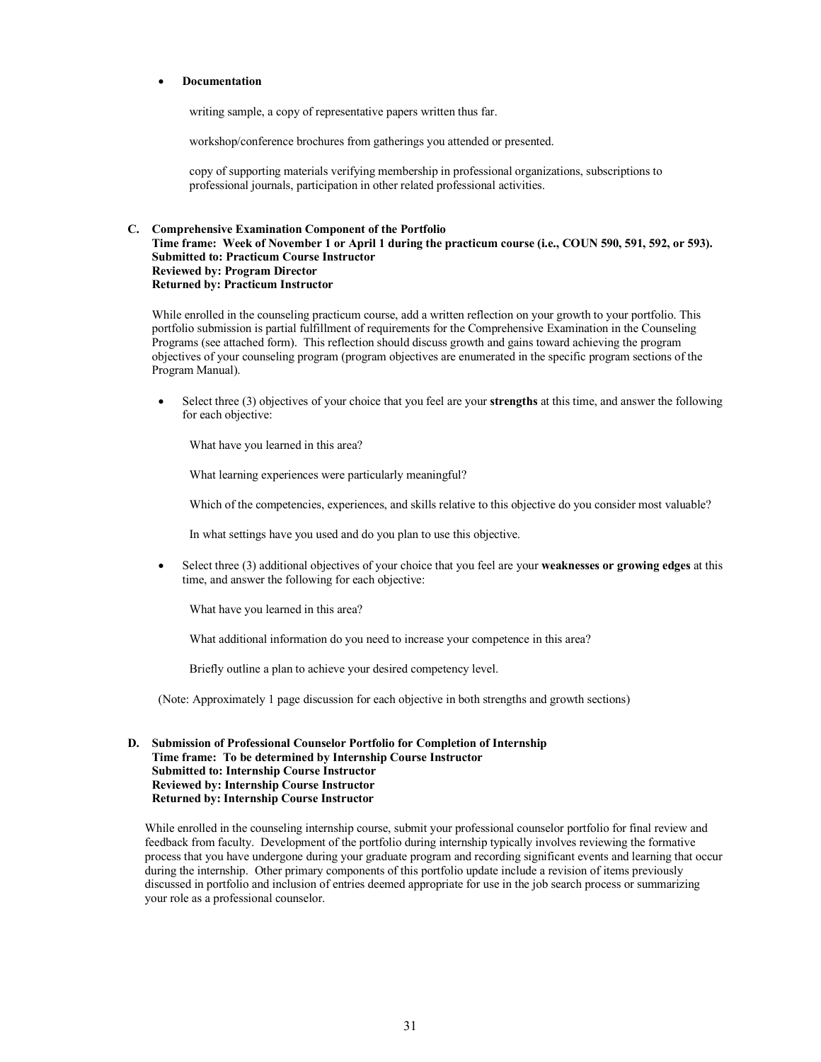- **Documentation**

  writing sample, a copy of representative papers written thus far.

  workshop/conference brochures from gatherings you attended or presented.

  copy of supporting materials verifying membership in professional organizations, subscriptions to professional journals, participation in other related professional activities.

**C. Comprehensive Examination Component of the Portfolio**
**Time frame: Week of November 1 or April 1 during the practicum course (i.e., COUN 590, 591, 592, or 593).**
**Submitted to: Practicum Course Instructor**
**Reviewed by: Program Director**
**Returned by: Practicum Instructor**

While enrolled in the counseling practicum course, add a written reflection on your growth to your portfolio. This portfolio submission is partial fulfillment of requirements for the Comprehensive Examination in the Counseling Programs (see attached form). This reflection should discuss growth and gains toward achieving the program objectives of your counseling program (program objectives are enumerated in the specific program sections of the Program Manual).

- Select three (3) objectives of your choice that you feel are your **strengths** at this time, and answer the following for each objective:

  What have you learned in this area?

  What learning experiences were particularly meaningful?

  Which of the competencies, experiences, and skills relative to this objective do you consider most valuable?

  In what settings have you used and do you plan to use this objective.

- Select three (3) additional objectives of your choice that you feel are your **weaknesses or growing edges** at this time, and answer the following for each objective:

  What have you learned in this area?

  What additional information do you need to increase your competence in this area?

  Briefly outline a plan to achieve your desired competency level.

(Note: Approximately 1 page discussion for each objective in both strengths and growth sections)

**D. Submission of Professional Counselor Portfolio for Completion of Internship**
**Time frame: To be determined by Internship Course Instructor**
**Submitted to: Internship Course Instructor**
**Reviewed by: Internship Course Instructor**
**Returned by: Internship Course Instructor**

While enrolled in the counseling internship course, submit your professional counselor portfolio for final review and feedback from faculty. Development of the portfolio during internship typically involves reviewing the formative process that you have undergone during your graduate program and recording significant events and learning that occur during the internship. Other primary components of this portfolio update include a revision of items previously discussed in portfolio and inclusion of entries deemed appropriate for use in the job search process or summarizing your role as a professional counselor.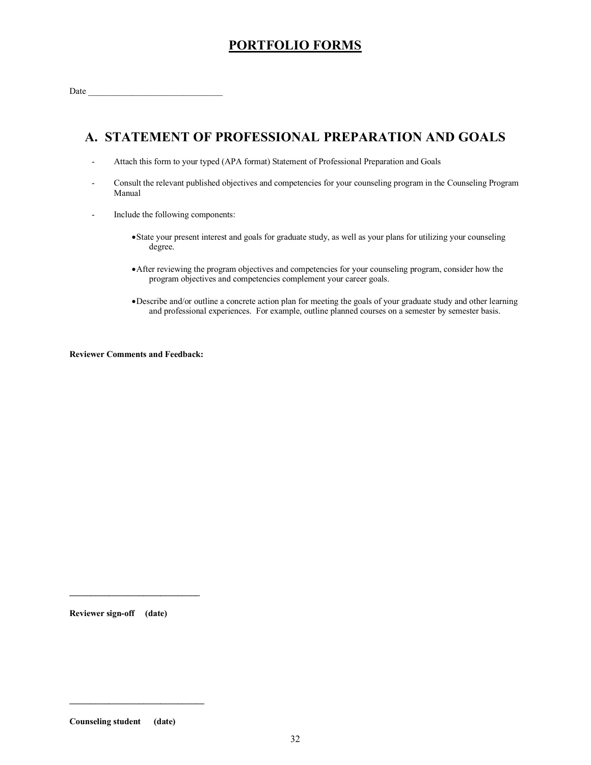# PORTFOLIO FORMS

Date ______________________________

## A. STATEMENT OF PROFESSIONAL PREPARATION AND GOALS

- Attach this form to your typed (APA format) Statement of Professional Preparation and Goals
- Consult the relevant published objectives and competencies for your counseling program in the Counseling Program Manual
- Include the following components:
  - State your present interest and goals for graduate study, as well as your plans for utilizing your counseling degree.
  - After reviewing the program objectives and competencies for your counseling program, consider how the program objectives and competencies complement your career goals.
  - Describe and/or outline a concrete action plan for meeting the goals of your graduate study and other learning and professional experiences. For example, outline planned courses on a semester by semester basis.

**Reviewer Comments and Feedback:**

______________________________

**Reviewer sign-off (date)**

______________________________

**Counseling student (date)**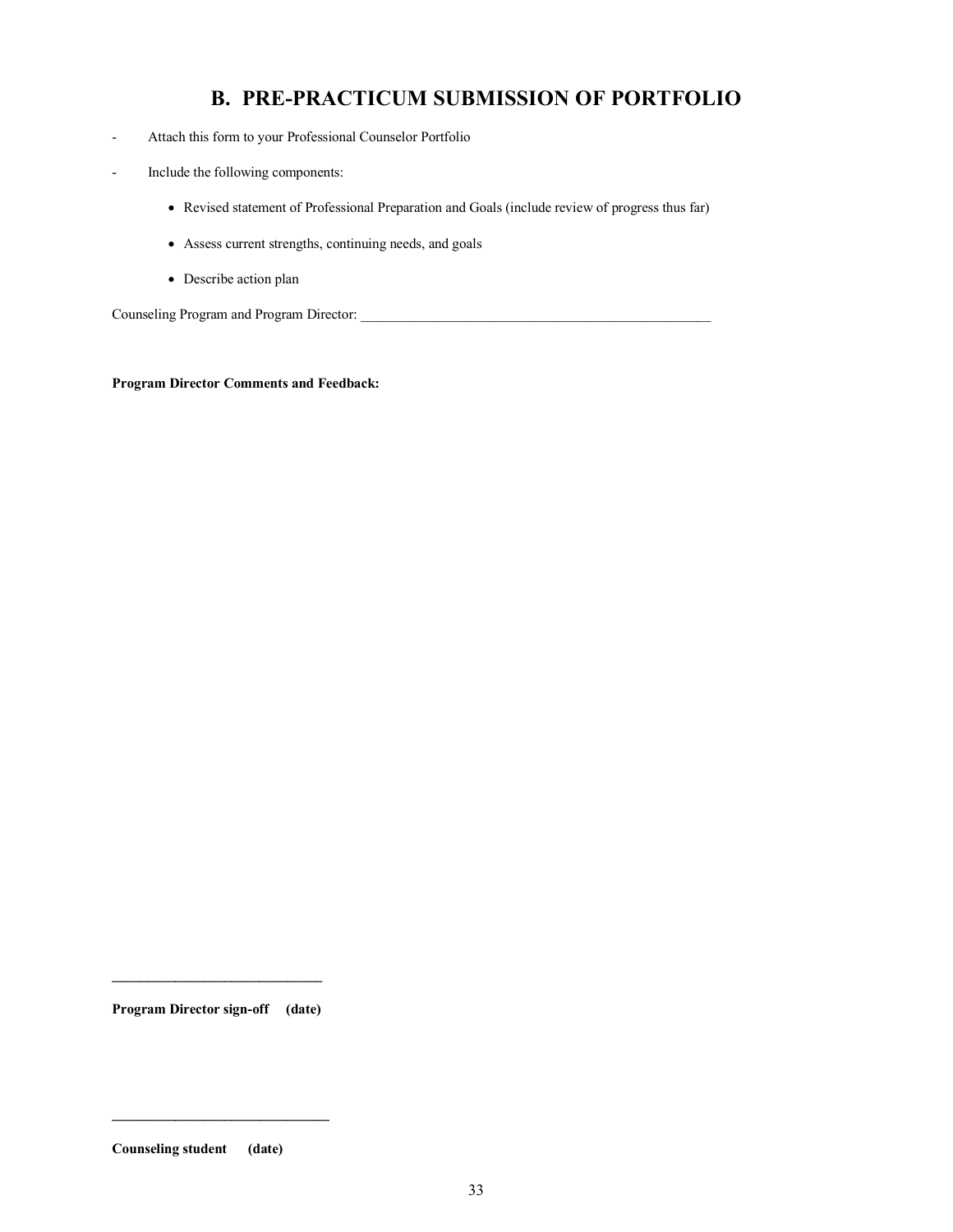## B. PRE-PRACTICUM SUBMISSION OF PORTFOLIO

- Attach this form to your Professional Counselor Portfolio
- Include the following components:
  - Revised statement of Professional Preparation and Goals (include review of progress thus far)
  - Assess current strengths, continuing needs, and goals
  - Describe action plan

Counseling Program and Program Director: ___________________________________________________

**Program Director Comments and Feedback:**

______________________________

**Program Director sign-off (date)**

______________________________

**Counseling student (date)**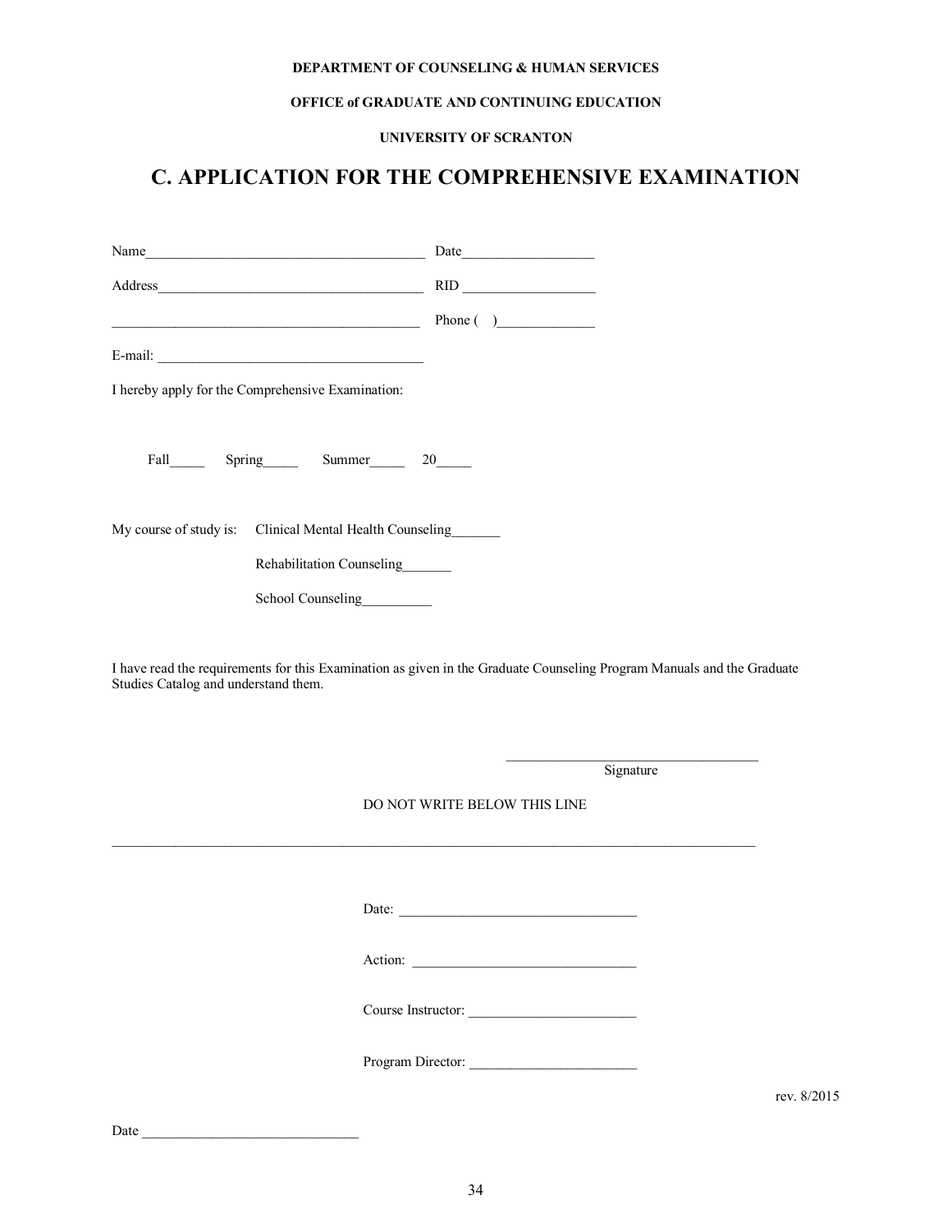**DEPARTMENT OF COUNSELING & HUMAN SERVICES**

**OFFICE of GRADUATE AND CONTINUING EDUCATION**

**UNIVERSITY OF SCRANTON**

# C. APPLICATION FOR THE COMPREHENSIVE EXAMINATION

Name_______________________________________ Date__________________

Address_____________________________________ RID __________________

___________________________________________ Phone ( )_____________

E-mail: _____________________________________

I hereby apply for the Comprehensive Examination:

Fall_____ Spring_____ Summer_____ 20_____

My course of study is: Clinical Mental Health Counseling_______

Rehabilitation Counseling_______

School Counseling__________

I have read the requirements for this Examination as given in the Graduate Counseling Program Manuals and the Graduate Studies Catalog and understand them.

___________________________________
Signature

DO NOT WRITE BELOW THIS LINE

___________________________________________________________________________________________

Date: _________________________________

Action: _______________________________

Course Instructor: ______________________

Program Director: ______________________

rev. 8/2015

Date ______________________________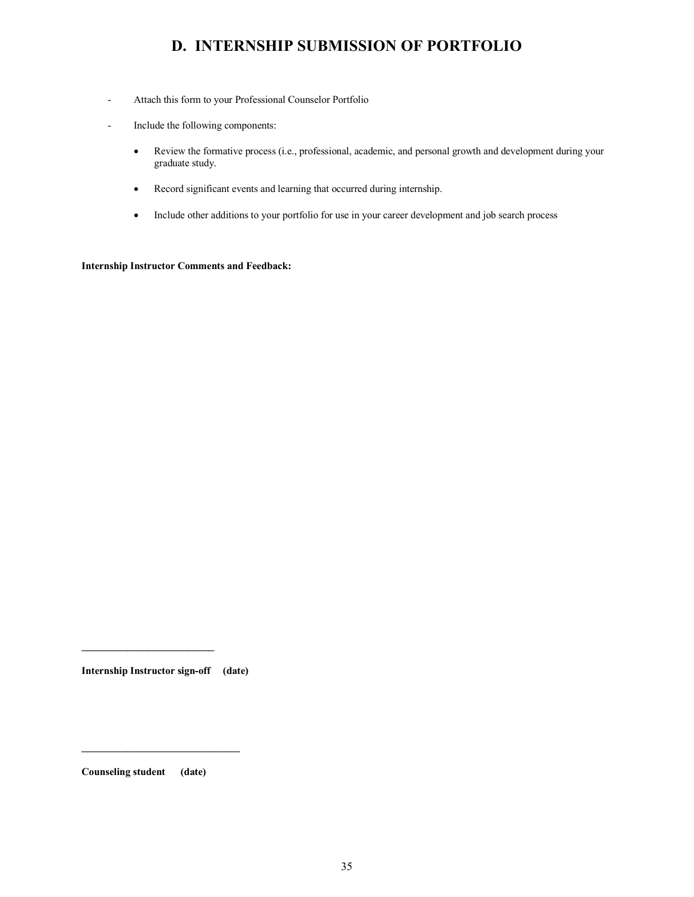# D. INTERNSHIP SUBMISSION OF PORTFOLIO

- Attach this form to your Professional Counselor Portfolio
- Include the following components:
  - Review the formative process (i.e., professional, academic, and personal growth and development during your graduate study.
  - Record significant events and learning that occurred during internship.
  - Include other additions to your portfolio for use in your career development and job search process

**Internship Instructor Comments and Feedback:**

\_\_\_\_\_\_\_\_\_\_\_\_\_\_\_\_\_\_\_\_\_\_\_\_\_\_

**Internship Instructor sign-off (date)**

\_\_\_\_\_\_\_\_\_\_\_\_\_\_\_\_\_\_\_\_\_\_\_\_\_\_\_\_\_\_\_

**Counseling student (date)**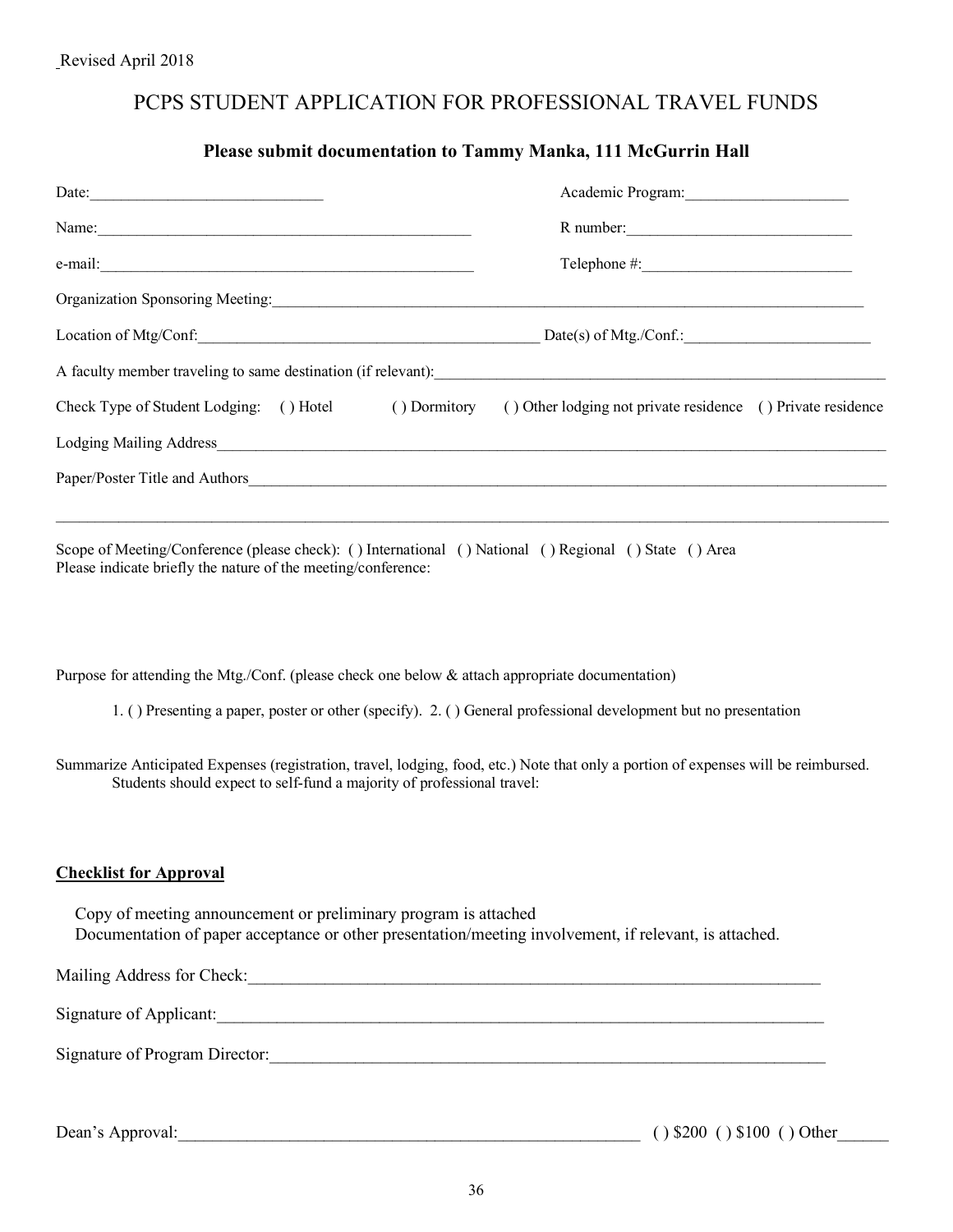Revised April 2018

# PCPS STUDENT APPLICATION FOR PROFESSIONAL TRAVEL FUNDS

**Please submit documentation to Tammy Manka, 111 McGurrin Hall**

Date:______________________________ Academic Program:_____________________

Name:_________________________________________________ R number:_____________________________

e-mail:_________________________________________________ Telephone #:___________________________

Organization Sponsoring Meeting:_________________________________________________________________________________

Location of Mtg/Conf:_____________________________________________ Date(s) of Mtg./Conf.:________________________

A faculty member traveling to same destination (if relevant):_____________________________________________________________

Check Type of Student Lodging: ( ) Hotel ( ) Dormitory ( ) Other lodging not private residence ( ) Private residence

Lodging Mailing Address___________________________________________________________________________________________

Paper/Poster Title and Authors_____________________________________________________________________________________

______________________________________________________________________________________________________________

Scope of Meeting/Conference (please check): ( ) International ( ) National ( ) Regional ( ) State ( ) Area
Please indicate briefly the nature of the meeting/conference:

Purpose for attending the Mtg./Conf. (please check one below & attach appropriate documentation)

1. ( ) Presenting a paper, poster or other (specify). 2. ( ) General professional development but no presentation

Summarize Anticipated Expenses (registration, travel, lodging, food, etc.) Note that only a portion of expenses will be reimbursed. Students should expect to self-fund a majority of professional travel:

**Checklist for Approval**

Copy of meeting announcement or preliminary program is attached
Documentation of paper acceptance or other presentation/meeting involvement, if relevant, is attached.

Mailing Address for Check:_______________________________________________________________________

Signature of Applicant:__________________________________________________________________________

Signature of Program Director:____________________________________________________________________

Dean's Approval:__________________________________________________________ ( ) $200 ( ) $100 ( ) Other______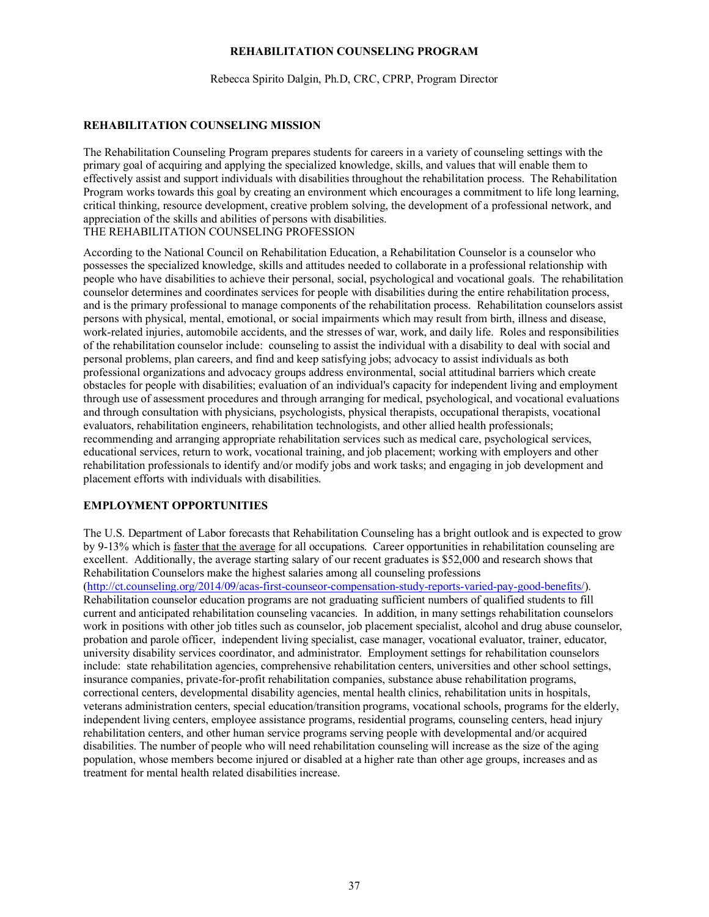# REHABILITATION COUNSELING PROGRAM

Rebecca Spirito Dalgin, Ph.D, CRC, CPRP, Program Director

## REHABILITATION COUNSELING MISSION

The Rehabilitation Counseling Program prepares students for careers in a variety of counseling settings with the primary goal of acquiring and applying the specialized knowledge, skills, and values that will enable them to effectively assist and support individuals with disabilities throughout the rehabilitation process. The Rehabilitation Program works towards this goal by creating an environment which encourages a commitment to life long learning, critical thinking, resource development, creative problem solving, the development of a professional network, and appreciation of the skills and abilities of persons with disabilities.

THE REHABILITATION COUNSELING PROFESSION

According to the National Council on Rehabilitation Education, a Rehabilitation Counselor is a counselor who possesses the specialized knowledge, skills and attitudes needed to collaborate in a professional relationship with people who have disabilities to achieve their personal, social, psychological and vocational goals. The rehabilitation counselor determines and coordinates services for people with disabilities during the entire rehabilitation process, and is the primary professional to manage components of the rehabilitation process. Rehabilitation counselors assist persons with physical, mental, emotional, or social impairments which may result from birth, illness and disease, work-related injuries, automobile accidents, and the stresses of war, work, and daily life. Roles and responsibilities of the rehabilitation counselor include: counseling to assist the individual with a disability to deal with social and personal problems, plan careers, and find and keep satisfying jobs; advocacy to assist individuals as both professional organizations and advocacy groups address environmental, social attitudinal barriers which create obstacles for people with disabilities; evaluation of an individual's capacity for independent living and employment through use of assessment procedures and through arranging for medical, psychological, and vocational evaluations and through consultation with physicians, psychologists, physical therapists, occupational therapists, vocational evaluators, rehabilitation engineers, rehabilitation technologists, and other allied health professionals; recommending and arranging appropriate rehabilitation services such as medical care, psychological services, educational services, return to work, vocational training, and job placement; working with employers and other rehabilitation professionals to identify and/or modify jobs and work tasks; and engaging in job development and placement efforts with individuals with disabilities.

## EMPLOYMENT OPPORTUNITIES

The U.S. Department of Labor forecasts that Rehabilitation Counseling has a bright outlook and is expected to grow by 9-13% which is faster that the average for all occupations. Career opportunities in rehabilitation counseling are excellent. Additionally, the average starting salary of our recent graduates is $52,000 and research shows that Rehabilitation Counselors make the highest salaries among all counseling professions (http://ct.counseling.org/2014/09/acas-first-counseor-compensation-study-reports-varied-pay-good-benefits/). Rehabilitation counselor education programs are not graduating sufficient numbers of qualified students to fill current and anticipated rehabilitation counseling vacancies. In addition, in many settings rehabilitation counselors work in positions with other job titles such as counselor, job placement specialist, alcohol and drug abuse counselor, probation and parole officer, independent living specialist, case manager, vocational evaluator, trainer, educator, university disability services coordinator, and administrator. Employment settings for rehabilitation counselors include: state rehabilitation agencies, comprehensive rehabilitation centers, universities and other school settings, insurance companies, private-for-profit rehabilitation companies, substance abuse rehabilitation programs, correctional centers, developmental disability agencies, mental health clinics, rehabilitation units in hospitals, veterans administration centers, special education/transition programs, vocational schools, programs for the elderly, independent living centers, employee assistance programs, residential programs, counseling centers, head injury rehabilitation centers, and other human service programs serving people with developmental and/or acquired disabilities. The number of people who will need rehabilitation counseling will increase as the size of the aging population, whose members become injured or disabled at a higher rate than other age groups, increases and as treatment for mental health related disabilities increase.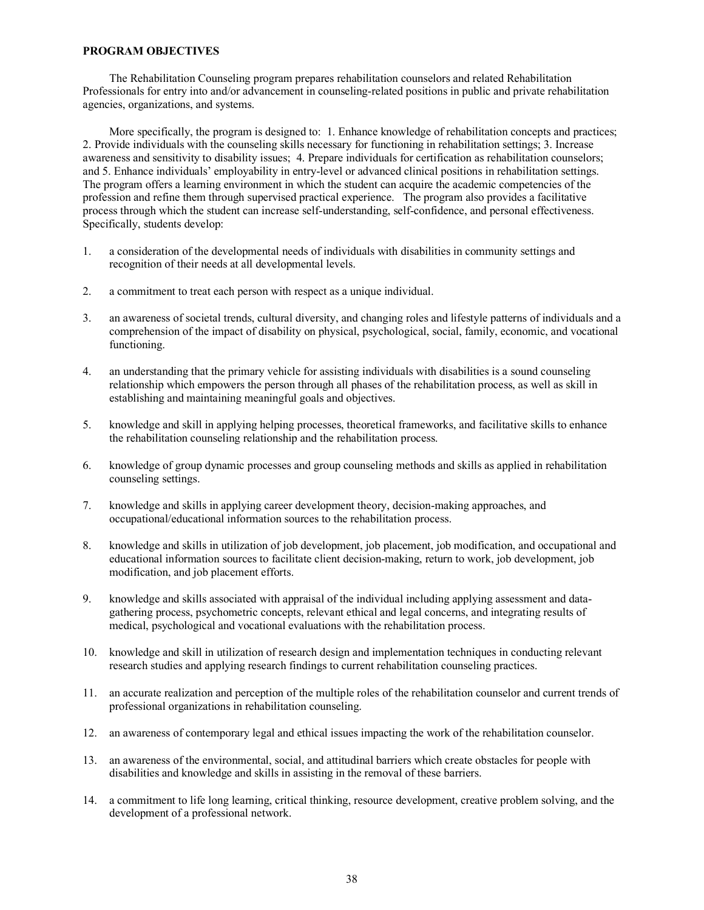**PROGRAM OBJECTIVES**

The Rehabilitation Counseling program prepares rehabilitation counselors and related Rehabilitation Professionals for entry into and/or advancement in counseling-related positions in public and private rehabilitation agencies, organizations, and systems.

More specifically, the program is designed to: 1. Enhance knowledge of rehabilitation concepts and practices; 2. Provide individuals with the counseling skills necessary for functioning in rehabilitation settings; 3. Increase awareness and sensitivity to disability issues; 4. Prepare individuals for certification as rehabilitation counselors; and 5. Enhance individuals' employability in entry-level or advanced clinical positions in rehabilitation settings. The program offers a learning environment in which the student can acquire the academic competencies of the profession and refine them through supervised practical experience. The program also provides a facilitative process through which the student can increase self-understanding, self-confidence, and personal effectiveness. Specifically, students develop:

1. a consideration of the developmental needs of individuals with disabilities in community settings and recognition of their needs at all developmental levels.

2. a commitment to treat each person with respect as a unique individual.

3. an awareness of societal trends, cultural diversity, and changing roles and lifestyle patterns of individuals and a comprehension of the impact of disability on physical, psychological, social, family, economic, and vocational functioning.

4. an understanding that the primary vehicle for assisting individuals with disabilities is a sound counseling relationship which empowers the person through all phases of the rehabilitation process, as well as skill in establishing and maintaining meaningful goals and objectives.

5. knowledge and skill in applying helping processes, theoretical frameworks, and facilitative skills to enhance the rehabilitation counseling relationship and the rehabilitation process.

6. knowledge of group dynamic processes and group counseling methods and skills as applied in rehabilitation counseling settings.

7. knowledge and skills in applying career development theory, decision-making approaches, and occupational/educational information sources to the rehabilitation process.

8. knowledge and skills in utilization of job development, job placement, job modification, and occupational and educational information sources to facilitate client decision-making, return to work, job development, job modification, and job placement efforts.

9. knowledge and skills associated with appraisal of the individual including applying assessment and data-gathering process, psychometric concepts, relevant ethical and legal concerns, and integrating results of medical, psychological and vocational evaluations with the rehabilitation process.

10. knowledge and skill in utilization of research design and implementation techniques in conducting relevant research studies and applying research findings to current rehabilitation counseling practices.

11. an accurate realization and perception of the multiple roles of the rehabilitation counselor and current trends of professional organizations in rehabilitation counseling.

12. an awareness of contemporary legal and ethical issues impacting the work of the rehabilitation counselor.

13. an awareness of the environmental, social, and attitudinal barriers which create obstacles for people with disabilities and knowledge and skills in assisting in the removal of these barriers.

14. a commitment to life long learning, critical thinking, resource development, creative problem solving, and the development of a professional network.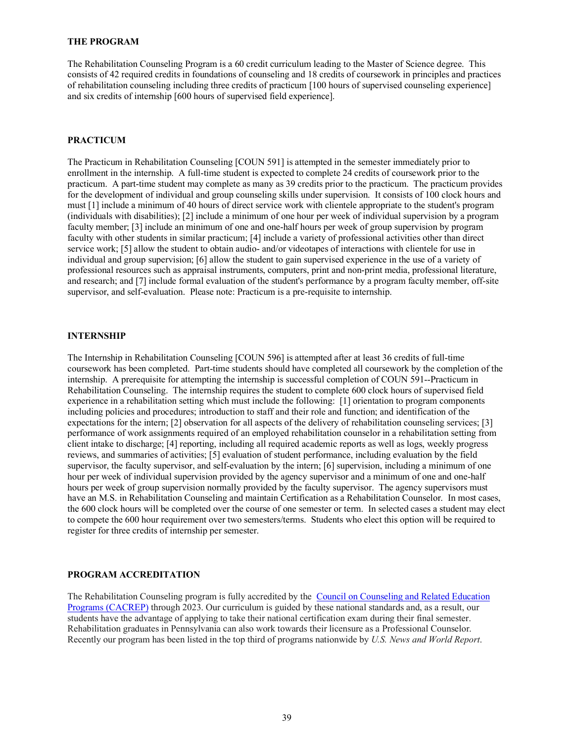## THE PROGRAM

The Rehabilitation Counseling Program is a 60 credit curriculum leading to the Master of Science degree. This consists of 42 required credits in foundations of counseling and 18 credits of coursework in principles and practices of rehabilitation counseling including three credits of practicum [100 hours of supervised counseling experience] and six credits of internship [600 hours of supervised field experience].

## PRACTICUM

The Practicum in Rehabilitation Counseling [COUN 591] is attempted in the semester immediately prior to enrollment in the internship. A full-time student is expected to complete 24 credits of coursework prior to the practicum. A part-time student may complete as many as 39 credits prior to the practicum. The practicum provides for the development of individual and group counseling skills under supervision. It consists of 100 clock hours and must [1] include a minimum of 40 hours of direct service work with clientele appropriate to the student's program (individuals with disabilities); [2] include a minimum of one hour per week of individual supervision by a program faculty member; [3] include an minimum of one and one-half hours per week of group supervision by program faculty with other students in similar practicum; [4] include a variety of professional activities other than direct service work; [5] allow the student to obtain audio- and/or videotapes of interactions with clientele for use in individual and group supervision; [6] allow the student to gain supervised experience in the use of a variety of professional resources such as appraisal instruments, computers, print and non-print media, professional literature, and research; and [7] include formal evaluation of the student's performance by a program faculty member, off-site supervisor, and self-evaluation. Please note: Practicum is a pre-requisite to internship.

## INTERNSHIP

The Internship in Rehabilitation Counseling [COUN 596] is attempted after at least 36 credits of full-time coursework has been completed. Part-time students should have completed all coursework by the completion of the internship. A prerequisite for attempting the internship is successful completion of COUN 591--Practicum in Rehabilitation Counseling. The internship requires the student to complete 600 clock hours of supervised field experience in a rehabilitation setting which must include the following: [1] orientation to program components including policies and procedures; introduction to staff and their role and function; and identification of the expectations for the intern; [2] observation for all aspects of the delivery of rehabilitation counseling services; [3] performance of work assignments required of an employed rehabilitation counselor in a rehabilitation setting from client intake to discharge; [4] reporting, including all required academic reports as well as logs, weekly progress reviews, and summaries of activities; [5] evaluation of student performance, including evaluation by the field supervisor, the faculty supervisor, and self-evaluation by the intern; [6] supervision, including a minimum of one hour per week of individual supervision provided by the agency supervisor and a minimum of one and one-half hours per week of group supervision normally provided by the faculty supervisor. The agency supervisors must have an M.S. in Rehabilitation Counseling and maintain Certification as a Rehabilitation Counselor. In most cases, the 600 clock hours will be completed over the course of one semester or term. In selected cases a student may elect to compete the 600 hour requirement over two semesters/terms. Students who elect this option will be required to register for three credits of internship per semester.

## PROGRAM ACCREDITATION

The Rehabilitation Counseling program is fully accredited by the Council on Counseling and Related Education Programs (CACREP) through 2023. Our curriculum is guided by these national standards and, as a result, our students have the advantage of applying to take their national certification exam during their final semester. Rehabilitation graduates in Pennsylvania can also work towards their licensure as a Professional Counselor. Recently our program has been listed in the top third of programs nationwide by *U.S. News and World Report.*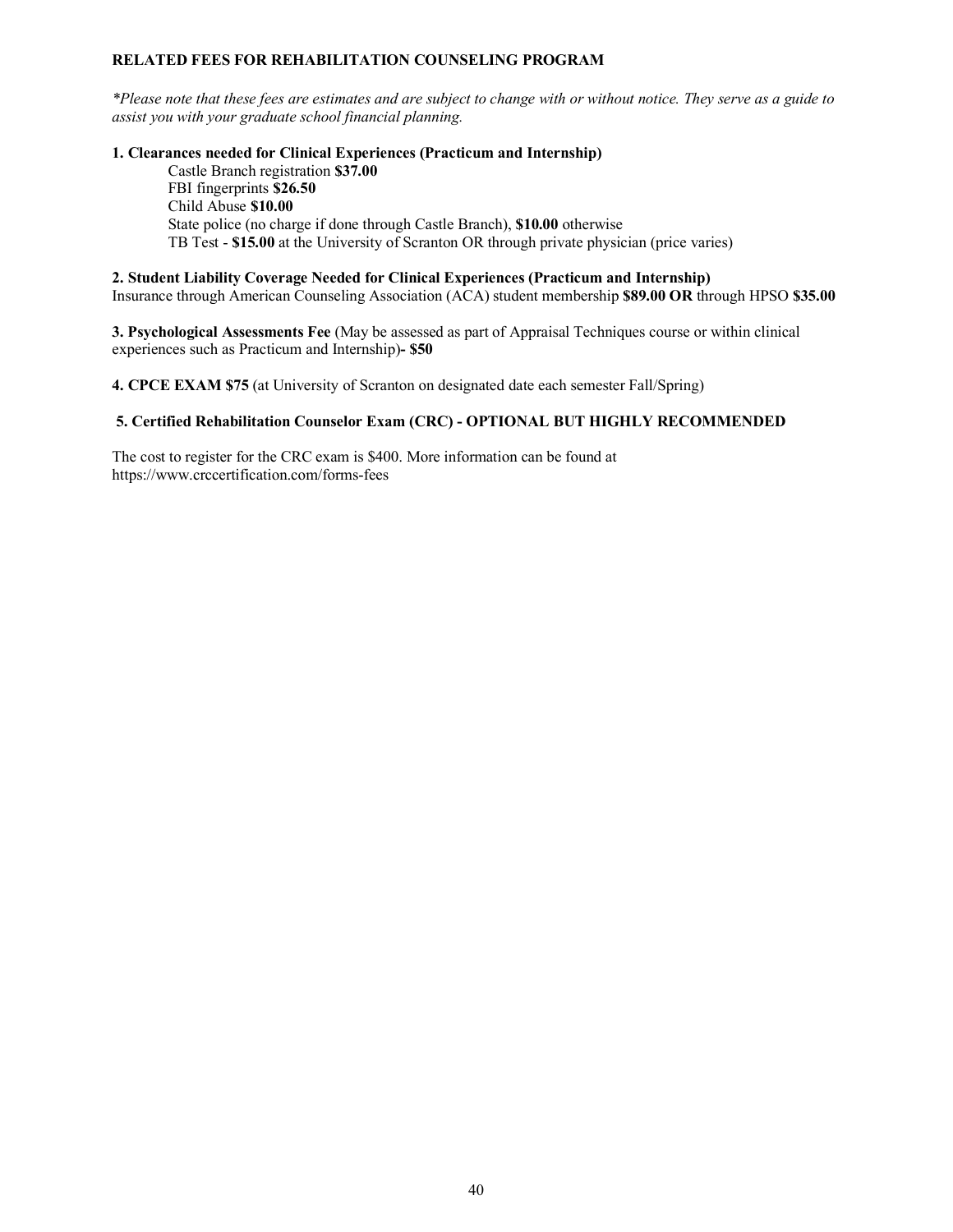## RELATED FEES FOR REHABILITATION COUNSELING PROGRAM

*\*Please note that these fees are estimates and are subject to change with or without notice. They serve as a guide to assist you with your graduate school financial planning.*

**1. Clearances needed for Clinical Experiences (Practicum and Internship)**

Castle Branch registration **$37.00**
FBI fingerprints **$26.50**
Child Abuse **$10.00**
State police (no charge if done through Castle Branch), **$10.00** otherwise
TB Test - **$15.00** at the University of Scranton OR through private physician (price varies)

**2. Student Liability Coverage Needed for Clinical Experiences (Practicum and Internship)**
Insurance through American Counseling Association (ACA) student membership **$89.00 OR** through HPSO **$35.00**

**3. Psychological Assessments Fee** (May be assessed as part of Appraisal Techniques course or within clinical experiences such as Practicum and Internship)**- $50**

**4. CPCE EXAM $75** (at University of Scranton on designated date each semester Fall/Spring)

**5. Certified Rehabilitation Counselor Exam (CRC) - OPTIONAL BUT HIGHLY RECOMMENDED**

The cost to register for the CRC exam is $400. More information can be found at https://www.crccertification.com/forms-fees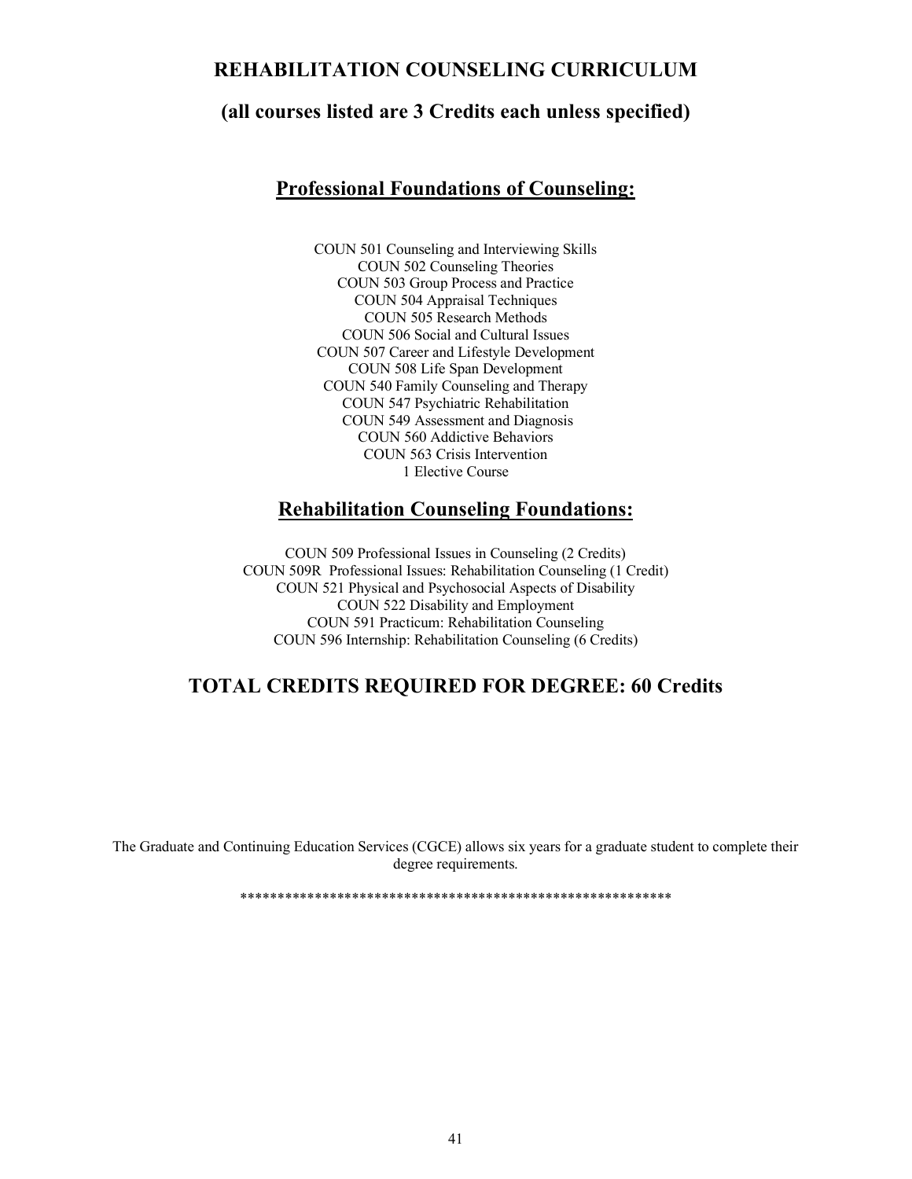# REHABILITATION COUNSELING CURRICULUM

## (all courses listed are 3 Credits each unless specified)

## Professional Foundations of Counseling:

COUN 501 Counseling and Interviewing Skills
COUN 502 Counseling Theories
COUN 503 Group Process and Practice
COUN 504 Appraisal Techniques
COUN 505 Research Methods
COUN 506 Social and Cultural Issues
COUN 507 Career and Lifestyle Development
COUN 508 Life Span Development
COUN 540 Family Counseling and Therapy
COUN 547 Psychiatric Rehabilitation
COUN 549 Assessment and Diagnosis
COUN 560 Addictive Behaviors
COUN 563 Crisis Intervention
1 Elective Course

## Rehabilitation Counseling Foundations:

COUN 509 Professional Issues in Counseling (2 Credits)
COUN 509R Professional Issues: Rehabilitation Counseling (1 Credit)
COUN 521 Physical and Psychosocial Aspects of Disability
COUN 522 Disability and Employment
COUN 591 Practicum: Rehabilitation Counseling
COUN 596 Internship: Rehabilitation Counseling (6 Credits)

## TOTAL CREDITS REQUIRED FOR DEGREE: 60 Credits

The Graduate and Continuing Education Services (CGCE) allows six years for a graduate student to complete their degree requirements.

**********************************************************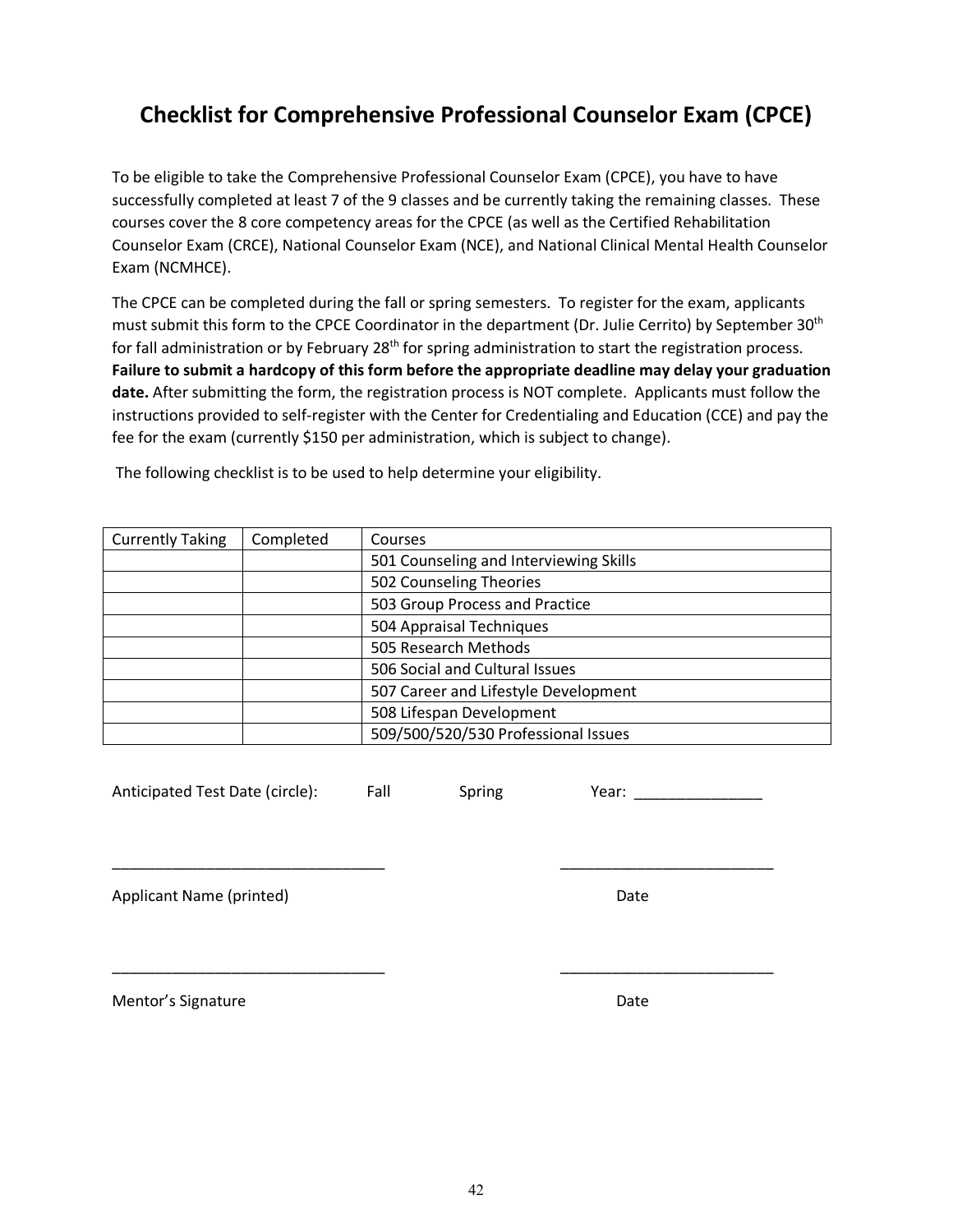# Checklist for Comprehensive Professional Counselor Exam (CPCE)

To be eligible to take the Comprehensive Professional Counselor Exam (CPCE), you have to have successfully completed at least 7 of the 9 classes and be currently taking the remaining classes. These courses cover the 8 core competency areas for the CPCE (as well as the Certified Rehabilitation Counselor Exam (CRCE), National Counselor Exam (NCE), and National Clinical Mental Health Counselor Exam (NCMHCE).

The CPCE can be completed during the fall or spring semesters. To register for the exam, applicants must submit this form to the CPCE Coordinator in the department (Dr. Julie Cerrito) by September 30th for fall administration or by February 28th for spring administration to start the registration process. **Failure to submit a hardcopy of this form before the appropriate deadline may delay your graduation date.** After submitting the form, the registration process is NOT complete. Applicants must follow the instructions provided to self-register with the Center for Credentialing and Education (CCE) and pay the fee for the exam (currently $150 per administration, which is subject to change).

The following checklist is to be used to help determine your eligibility.

| Currently Taking | Completed | Courses |
|---|---|---|
| | | 501 Counseling and Interviewing Skills |
| | | 502 Counseling Theories |
| | | 503 Group Process and Practice |
| | | 504 Appraisal Techniques |
| | | 505 Research Methods |
| | | 506 Social and Cultural Issues |
| | | 507 Career and Lifestyle Development |
| | | 508 Lifespan Development |
| | | 509/500/520/530 Professional Issues |

Anticipated Test Date (circle): Fall Spring Year: _______________

________________________________ _________________________

Applicant Name (printed) Date

________________________________ _________________________

Mentor's Signature Date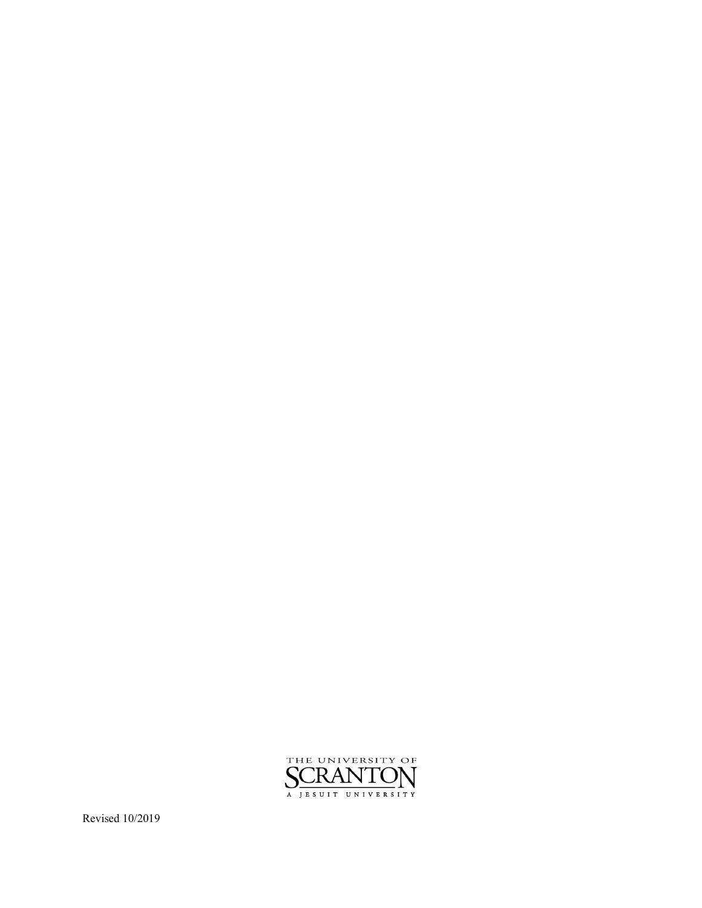THE UNIVERSITY OF
SCRANTON
A JESUIT UNIVERSITY

Revised 10/2019